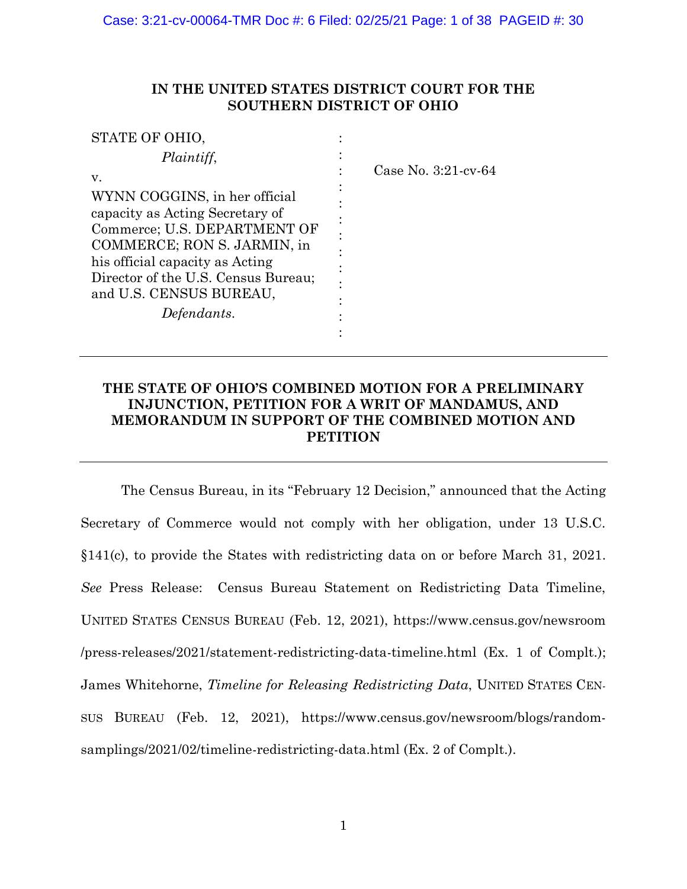**IN THE UNITED STATES DISTRICT COURT FOR THE SOUTHERN DISTRICT OF OHIO**

| | | |
|---|---|---|
| STATE OF OHIO,<br>*Plaintiff*,<br>v.<br>WYNN COGGINS, in her official capacity as Acting Secretary of Commerce; U.S. DEPARTMENT OF COMMERCE; RON S. JARMIN, in his official capacity as Acting Director of the U.S. Census Bureau; and U.S. CENSUS BUREAU,<br>*Defendants*. | : | Case No. 3:21-cv-64 |

---

**THE STATE OF OHIO'S COMBINED MOTION FOR A PRELIMINARY INJUNCTION, PETITION FOR A WRIT OF MANDAMUS, AND MEMORANDUM IN SUPPORT OF THE COMBINED MOTION AND PETITION**

---

The Census Bureau, in its "February 12 Decision," announced that the Acting Secretary of Commerce would not comply with her obligation, under 13 U.S.C. §141(c), to provide the States with redistricting data on or before March 31, 2021. *See* Press Release: Census Bureau Statement on Redistricting Data Timeline, UNITED STATES CENSUS BUREAU (Feb. 12, 2021), https://www.census.gov/newsroom/press-releases/2021/statement-redistricting-data-timeline.html (Ex. 1 of Complt.); James Whitehorne, *Timeline for Releasing Redistricting Data*, UNITED STATES CENSUS BUREAU (Feb. 12, 2021), https://www.census.gov/newsroom/blogs/random-samplings/2021/02/timeline-redistricting-data.html (Ex. 2 of Complt.).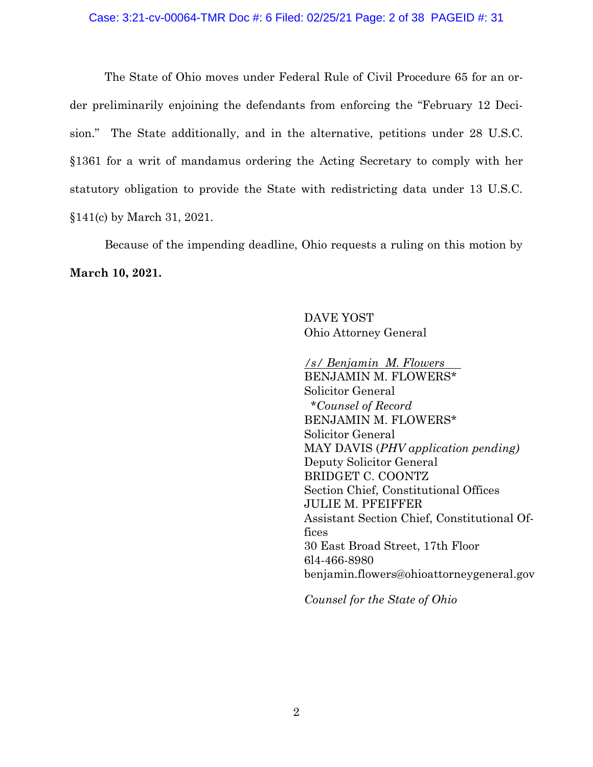The State of Ohio moves under Federal Rule of Civil Procedure 65 for an order preliminarily enjoining the defendants from enforcing the "February 12 Decision." The State additionally, and in the alternative, petitions under 28 U.S.C. §1361 for a writ of mandamus ordering the Acting Secretary to comply with her statutory obligation to provide the State with redistricting data under 13 U.S.C. §141(c) by March 31, 2021.

Because of the impending deadline, Ohio requests a ruling on this motion by **March 10, 2021.**

DAVE YOST
Ohio Attorney General

*/s/ Benjamin M. Flowers*
BENJAMIN M. FLOWERS*
Solicitor General
*\*Counsel of Record*
BENJAMIN M. FLOWERS*
Solicitor General
MAY DAVIS (*PHV application pending)*
Deputy Solicitor General
BRIDGET C. COONTZ
Section Chief, Constitutional Offices
JULIE M. PFEIFFER
Assistant Section Chief, Constitutional Offices
30 East Broad Street, 17th Floor
614-466-8980
benjamin.flowers@ohioattorneygeneral.gov

*Counsel for the State of Ohio*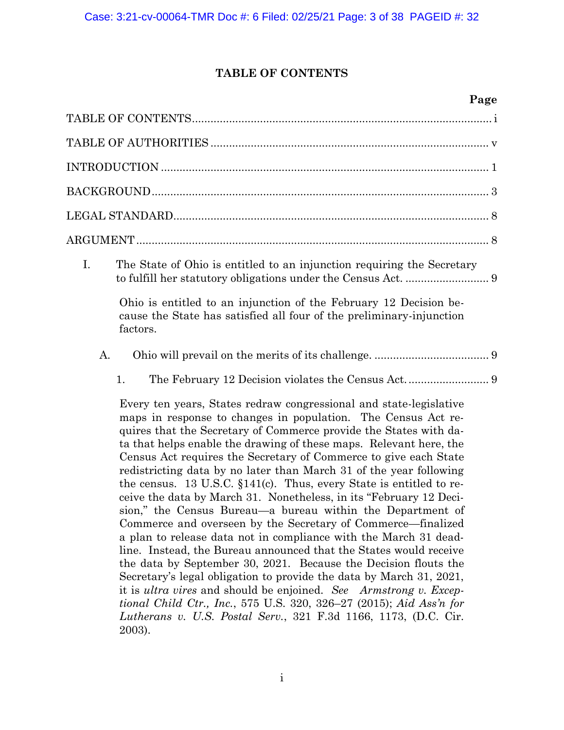# TABLE OF CONTENTS

| | Page |
|---|---|
| TABLE OF CONTENTS | i |
| TABLE OF AUTHORITIES | v |
| INTRODUCTION | 1 |
| BACKGROUND | 3 |
| LEGAL STANDARD | 8 |
| ARGUMENT | 8 |

I. The State of Ohio is entitled to an injunction requiring the Secretary to fulfill her statutory obligations under the Census Act. .......... 9

Ohio is entitled to an injunction of the February 12 Decision because the State has satisfied all four of the preliminary-injunction factors.

A. Ohio will prevail on the merits of its challenge. .......... 9

1. The February 12 Decision violates the Census Act. .......... 9

Every ten years, States redraw congressional and state-legislative maps in response to changes in population. The Census Act requires that the Secretary of Commerce provide the States with data that helps enable the drawing of these maps. Relevant here, the Census Act requires the Secretary of Commerce to give each State redistricting data by no later than March 31 of the year following the census. 13 U.S.C. §141(c). Thus, every State is entitled to receive the data by March 31. Nonetheless, in its "February 12 Decision," the Census Bureau—a bureau within the Department of Commerce and overseen by the Secretary of Commerce—finalized a plan to release data not in compliance with the March 31 deadline. Instead, the Bureau announced that the States would receive the data by September 30, 2021. Because the Decision flouts the Secretary's legal obligation to provide the data by March 31, 2021, it is *ultra vires* and should be enjoined. *See* *Armstrong v. Exceptional Child Ctr., Inc.*, 575 U.S. 320, 326–27 (2015); *Aid Ass'n for Lutherans v. U.S. Postal Serv.*, 321 F.3d 1166, 1173, (D.C. Cir. 2003).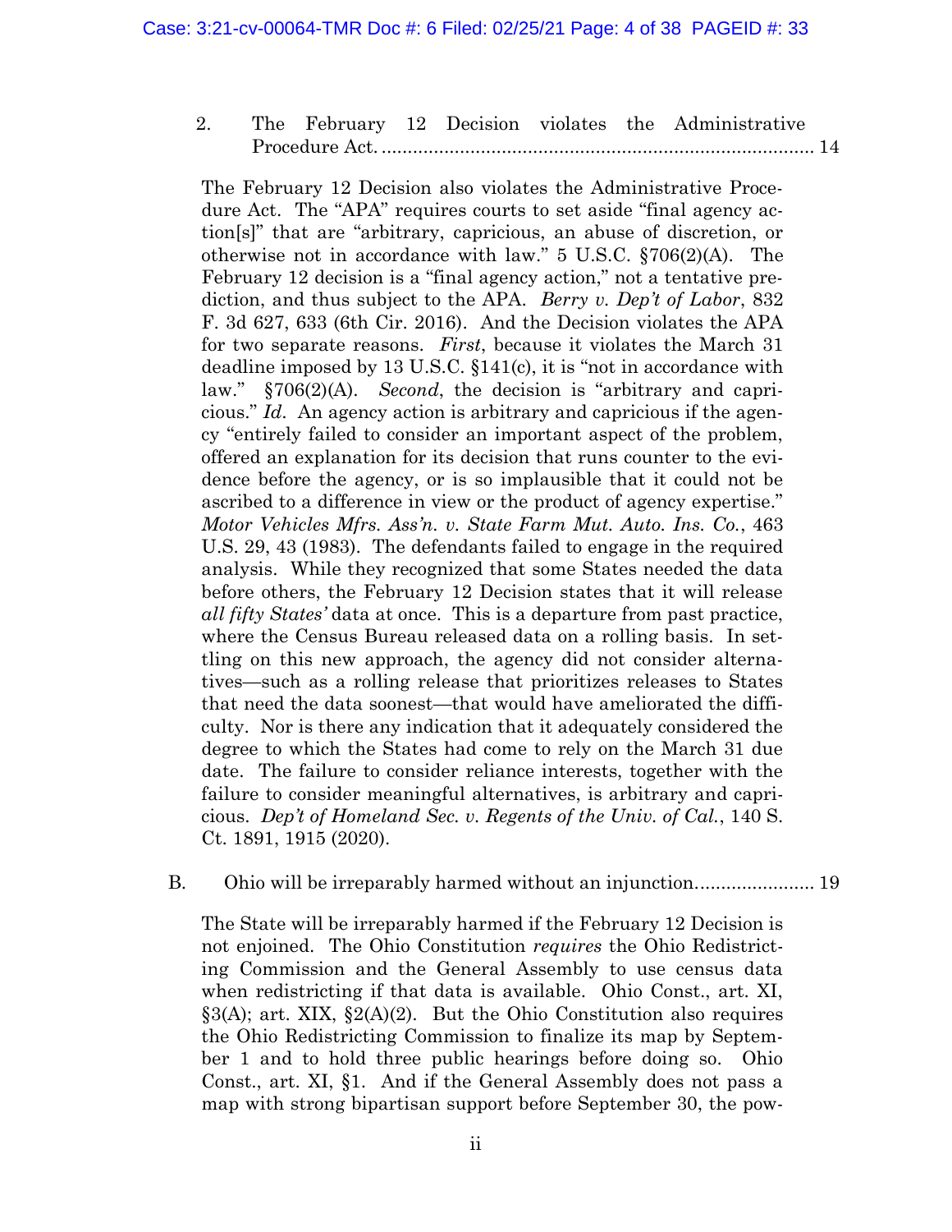2. The February 12 Decision violates the Administrative Procedure Act. .................................................................................. 14

The February 12 Decision also violates the Administrative Procedure Act. The "APA" requires courts to set aside "final agency action[s]" that are "arbitrary, capricious, an abuse of discretion, or otherwise not in accordance with law." 5 U.S.C. §706(2)(A). The February 12 decision is a "final agency action," not a tentative prediction, and thus subject to the APA. *Berry v. Dep't of Labor*, 832 F. 3d 627, 633 (6th Cir. 2016). And the Decision violates the APA for two separate reasons. *First*, because it violates the March 31 deadline imposed by 13 U.S.C. §141(c), it is "not in accordance with law." §706(2)(A). *Second*, the decision is "arbitrary and capricious." *Id*. An agency action is arbitrary and capricious if the agency "entirely failed to consider an important aspect of the problem, offered an explanation for its decision that runs counter to the evidence before the agency, or is so implausible that it could not be ascribed to a difference in view or the product of agency expertise." *Motor Vehicles Mfrs. Ass'n. v. State Farm Mut. Auto. Ins. Co.*, 463 U.S. 29, 43 (1983). The defendants failed to engage in the required analysis. While they recognized that some States needed the data before others, the February 12 Decision states that it will release *all fifty States'* data at once. This is a departure from past practice, where the Census Bureau released data on a rolling basis. In settling on this new approach, the agency did not consider alternatives—such as a rolling release that prioritizes releases to States that need the data soonest—that would have ameliorated the difficulty. Nor is there any indication that it adequately considered the degree to which the States had come to rely on the March 31 due date. The failure to consider reliance interests, together with the failure to consider meaningful alternatives, is arbitrary and capricious. *Dep't of Homeland Sec. v. Regents of the Univ. of Cal.*, 140 S. Ct. 1891, 1915 (2020).

B. Ohio will be irreparably harmed without an injunction....................... 19

The State will be irreparably harmed if the February 12 Decision is not enjoined. The Ohio Constitution *requires* the Ohio Redistricting Commission and the General Assembly to use census data when redistricting if that data is available. Ohio Const., art. XI, §3(A); art. XIX, §2(A)(2). But the Ohio Constitution also requires the Ohio Redistricting Commission to finalize its map by September 1 and to hold three public hearings before doing so. Ohio Const., art. XI, §1. And if the General Assembly does not pass a map with strong bipartisan support before September 30, the pow-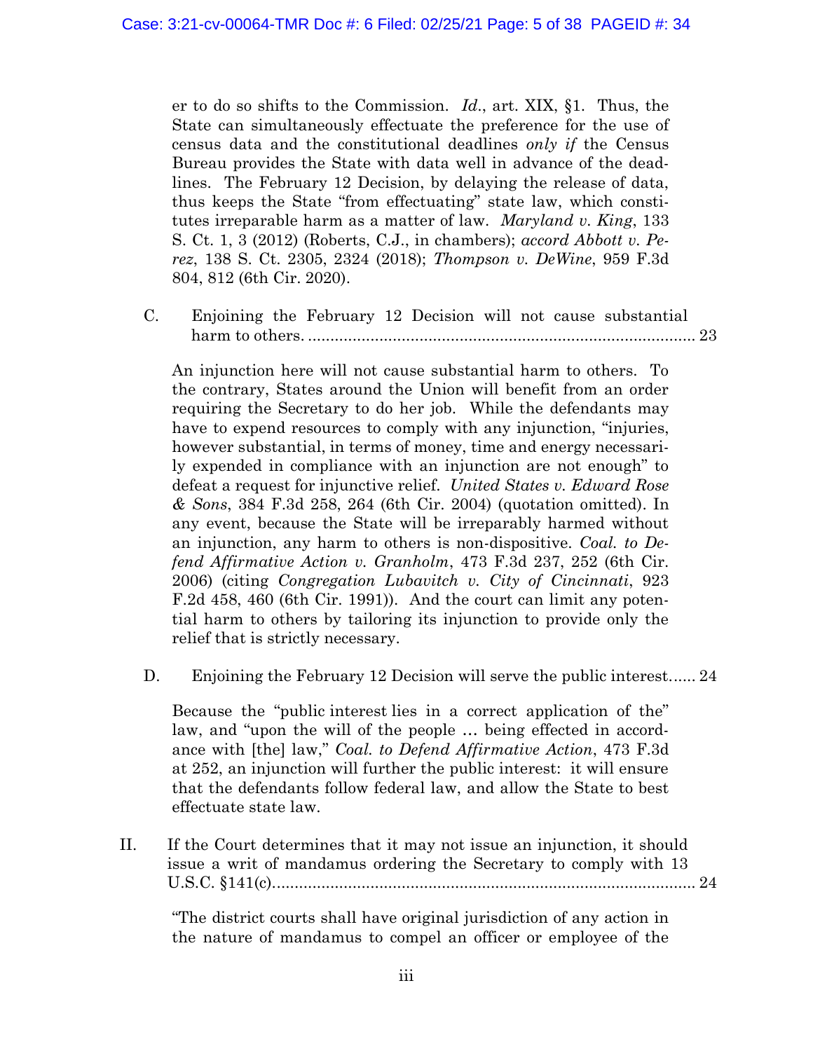er to do so shifts to the Commission. *Id*., art. XIX, §1. Thus, the State can simultaneously effectuate the preference for the use of census data and the constitutional deadlines *only if* the Census Bureau provides the State with data well in advance of the deadlines. The February 12 Decision, by delaying the release of data, thus keeps the State "from effectuating" state law, which constitutes irreparable harm as a matter of law. *Maryland v. King*, 133 S. Ct. 1, 3 (2012) (Roberts, C.J., in chambers); *accord Abbott v. Perez*, 138 S. Ct. 2305, 2324 (2018); *Thompson v. DeWine*, 959 F.3d 804, 812 (6th Cir. 2020).

C. Enjoining the February 12 Decision will not cause substantial harm to others. .......................................................................................... 23

An injunction here will not cause substantial harm to others. To the contrary, States around the Union will benefit from an order requiring the Secretary to do her job. While the defendants may have to expend resources to comply with any injunction, "injuries, however substantial, in terms of money, time and energy necessarily expended in compliance with an injunction are not enough" to defeat a request for injunctive relief. *United States v. Edward Rose & Sons*, 384 F.3d 258, 264 (6th Cir. 2004) (quotation omitted). In any event, because the State will be irreparably harmed without an injunction, any harm to others is non-dispositive. *Coal. to Defend Affirmative Action v. Granholm*, 473 F.3d 237, 252 (6th Cir. 2006) (citing *Congregation Lubavitch v. City of Cincinnati*, 923 F.2d 458, 460 (6th Cir. 1991)). And the court can limit any potential harm to others by tailoring its injunction to provide only the relief that is strictly necessary.

D. Enjoining the February 12 Decision will serve the public interest...... 24

Because the "public interest lies in a correct application of the" law, and "upon the will of the people … being effected in accordance with [the] law," *Coal. to Defend Affirmative Action*, 473 F.3d at 252, an injunction will further the public interest: it will ensure that the defendants follow federal law, and allow the State to best effectuate state law.

II. If the Court determines that it may not issue an injunction, it should issue a writ of mandamus ordering the Secretary to comply with 13 U.S.C. §141(c)............................................................................................. 24

"The district courts shall have original jurisdiction of any action in the nature of mandamus to compel an officer or employee of the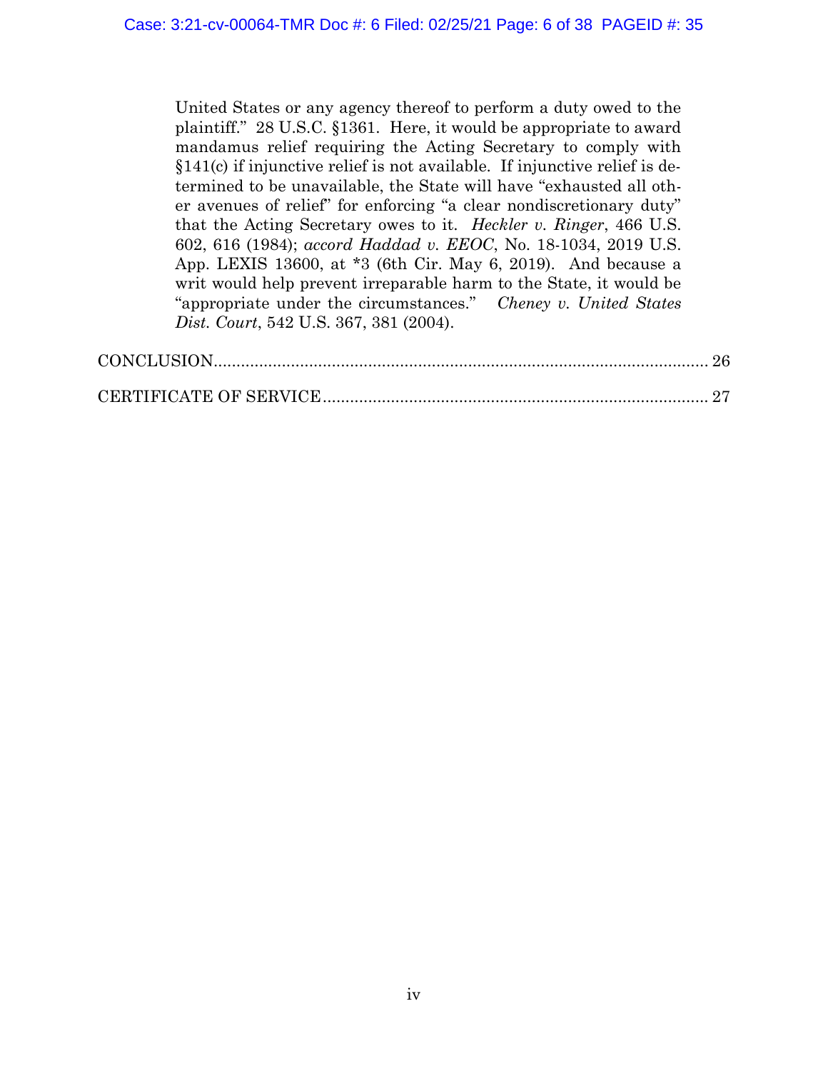United States or any agency thereof to perform a duty owed to the plaintiff." 28 U.S.C. §1361. Here, it would be appropriate to award mandamus relief requiring the Acting Secretary to comply with §141(c) if injunctive relief is not available. If injunctive relief is determined to be unavailable, the State will have "exhausted all other avenues of relief" for enforcing "a clear nondiscretionary duty" that the Acting Secretary owes to it. *Heckler v. Ringer*, 466 U.S. 602, 616 (1984); *accord Haddad v. EEOC*, No. 18-1034, 2019 U.S. App. LEXIS 13600, at *3 (6th Cir. May 6, 2019). And because a writ would help prevent irreparable harm to the State, it would be "appropriate under the circumstances." *Cheney v. United States Dist. Court*, 542 U.S. 367, 381 (2004).

CONCLUSION............................................................................................................ 26

CERTIFICATE OF SERVICE.................................................................................... 27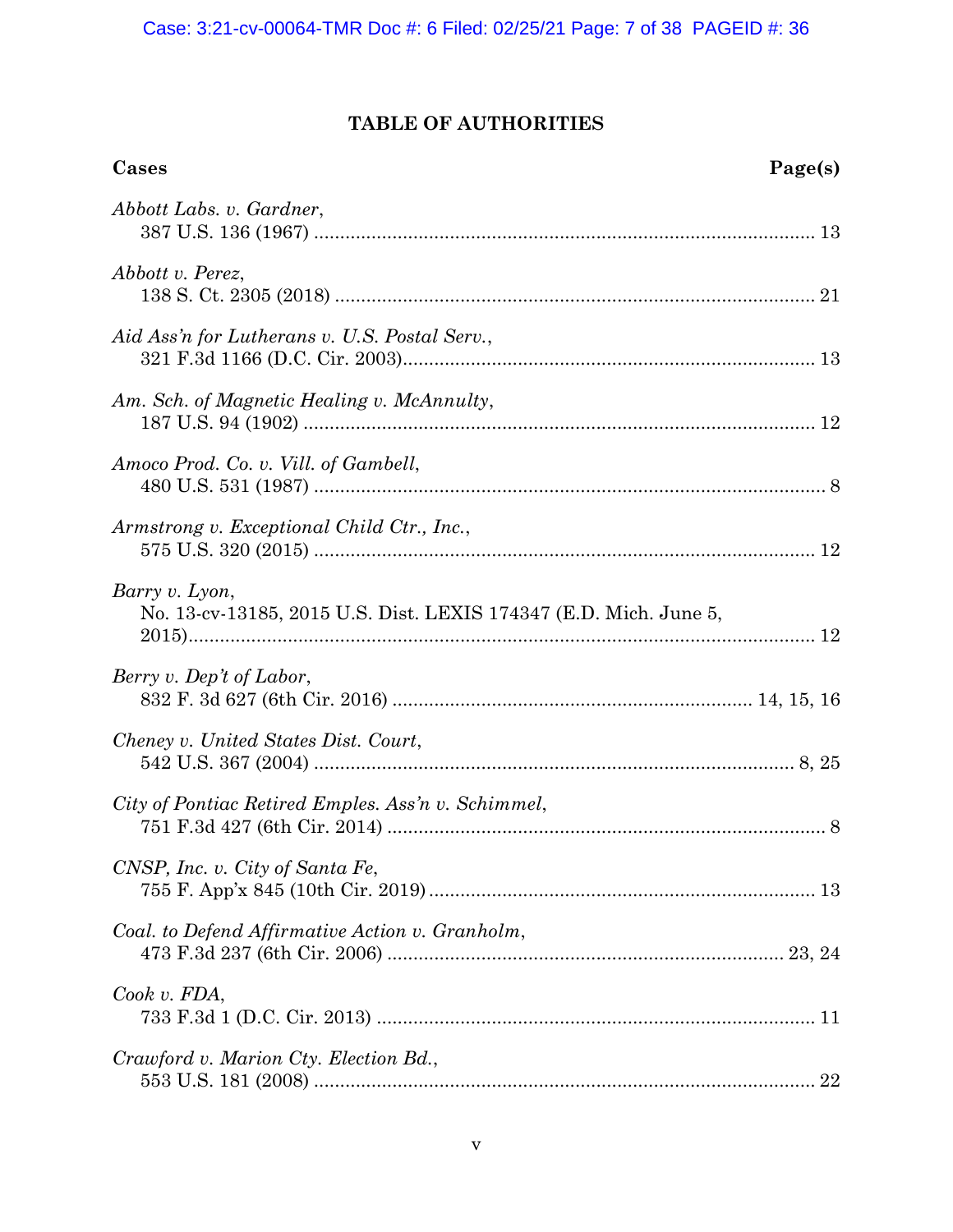## TABLE OF AUTHORITIES

| Cases | Page(s) |
|---|---|
| *Abbott Labs. v. Gardner*, 387 U.S. 136 (1967) | 13 |
| *Abbott v. Perez*, 138 S. Ct. 2305 (2018) | 21 |
| *Aid Ass'n for Lutherans v. U.S. Postal Serv.*, 321 F.3d 1166 (D.C. Cir. 2003) | 13 |
| *Am. Sch. of Magnetic Healing v. McAnnulty*, 187 U.S. 94 (1902) | 12 |
| *Amoco Prod. Co. v. Vill. of Gambell*, 480 U.S. 531 (1987) | 8 |
| *Armstrong v. Exceptional Child Ctr., Inc.*, 575 U.S. 320 (2015) | 12 |
| *Barry v. Lyon*, No. 13-cv-13185, 2015 U.S. Dist. LEXIS 174347 (E.D. Mich. June 5, 2015) | 12 |
| *Berry v. Dep't of Labor*, 832 F. 3d 627 (6th Cir. 2016) | 14, 15, 16 |
| *Cheney v. United States Dist. Court*, 542 U.S. 367 (2004) | 8, 25 |
| *City of Pontiac Retired Emples. Ass'n v. Schimmel*, 751 F.3d 427 (6th Cir. 2014) | 8 |
| *CNSP, Inc. v. City of Santa Fe*, 755 F. App'x 845 (10th Cir. 2019) | 13 |
| *Coal. to Defend Affirmative Action v. Granholm*, 473 F.3d 237 (6th Cir. 2006) | 23, 24 |
| *Cook v. FDA*, 733 F.3d 1 (D.C. Cir. 2013) | 11 |
| *Crawford v. Marion Cty. Election Bd.*, 553 U.S. 181 (2008) | 22 |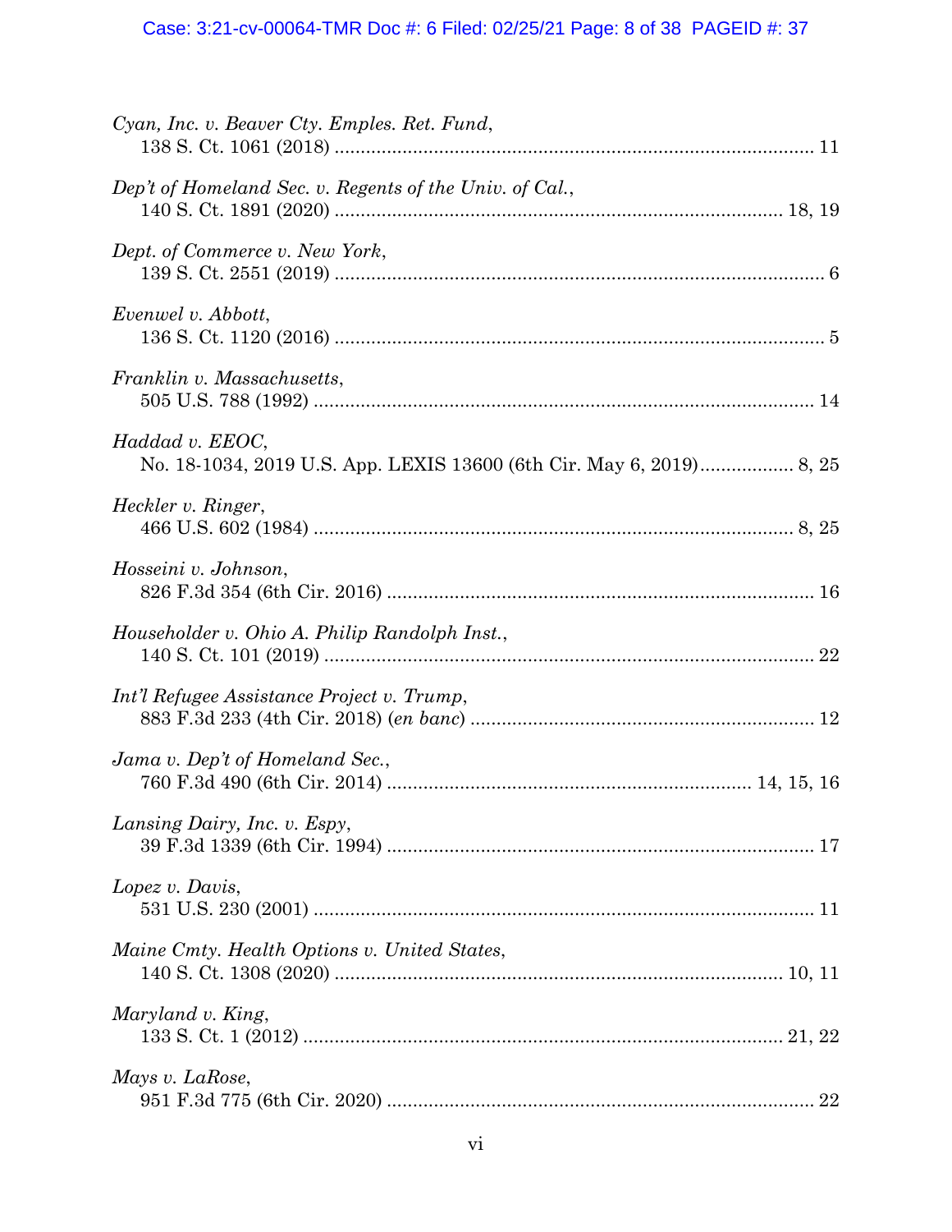*Cyan, Inc. v. Beaver Cty. Emples. Ret. Fund*,
138 S. Ct. 1061 (2018) .......................................................................................... 11

*Dep't of Homeland Sec. v. Regents of the Univ. of Cal.*,
140 S. Ct. 1891 (2020) .................................................................................... 18, 19

*Dept. of Commerce v. New York*,
139 S. Ct. 2551 (2019) ............................................................................................ 6

*Evenwel v. Abbott*,
136 S. Ct. 1120 (2016) ............................................................................................ 5

*Franklin v. Massachusetts*,
505 U.S. 788 (1992) .............................................................................................. 14

*Haddad v. EEOC*,
No. 18-1034, 2019 U.S. App. LEXIS 13600 (6th Cir. May 6, 2019)................. 8, 25

*Heckler v. Ringer*,
466 U.S. 602 (1984) .......................................................................................... 8, 25

*Hosseini v. Johnson*,
826 F.3d 354 (6th Cir. 2016) ................................................................................ 16

*Householder v. Ohio A. Philip Randolph Inst.*,
140 S. Ct. 101 (2019) ............................................................................................ 22

*Int'l Refugee Assistance Project v. Trump*,
883 F.3d 233 (4th Cir. 2018) (*en banc*) ................................................................ 12

*Jama v. Dep't of Homeland Sec.*,
760 F.3d 490 (6th Cir. 2014) ................................................................... 14, 15, 16

*Lansing Dairy, Inc. v. Espy*,
39 F.3d 1339 (6th Cir. 1994) ................................................................................ 17

*Lopez v. Davis*,
531 U.S. 230 (2001) .............................................................................................. 11

*Maine Cmty. Health Options v. United States*,
140 S. Ct. 1308 (2020) .................................................................................... 10, 11

*Maryland v. King*,
133 S. Ct. 1 (2012) ........................................................................................... 21, 22

*Mays v. LaRose*,
951 F.3d 775 (6th Cir. 2020) ................................................................................ 22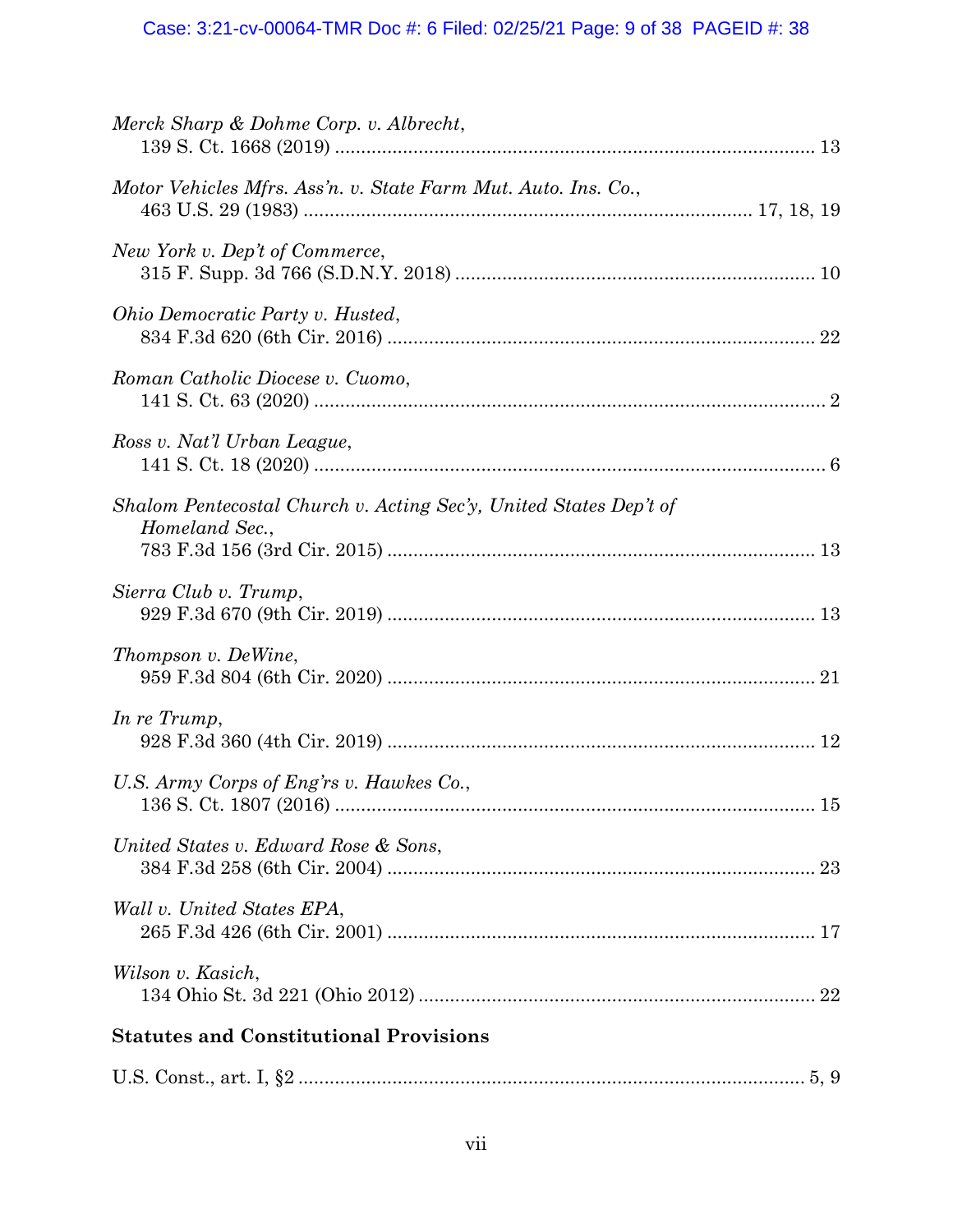*Merck Sharp & Dohme Corp. v. Albrecht*,
139 S. Ct. 1668 (2019) .......................................................................................... 13

*Motor Vehicles Mfrs. Ass'n. v. State Farm Mut. Auto. Ins. Co.*,
463 U.S. 29 (1983) .................................................................................... 17, 18, 19

*New York v. Dep't of Commerce*,
315 F. Supp. 3d 766 (S.D.N.Y. 2018) .................................................................... 10

*Ohio Democratic Party v. Husted*,
834 F.3d 620 (6th Cir. 2016) ................................................................................. 22

*Roman Catholic Diocese v. Cuomo*,
141 S. Ct. 63 (2020) ................................................................................................. 2

*Ross v. Nat'l Urban League*,
141 S. Ct. 18 (2020) ................................................................................................. 6

*Shalom Pentecostal Church v. Acting Sec'y, United States Dep't of Homeland Sec.*,
783 F.3d 156 (3rd Cir. 2015) ................................................................................. 13

*Sierra Club v. Trump*,
929 F.3d 670 (9th Cir. 2019) ................................................................................. 13

*Thompson v. DeWine*,
959 F.3d 804 (6th Cir. 2020) ................................................................................. 21

*In re Trump*,
928 F.3d 360 (4th Cir. 2019) ................................................................................. 12

*U.S. Army Corps of Eng'rs v. Hawkes Co.*,
136 S. Ct. 1807 (2016) .......................................................................................... 15

*United States v. Edward Rose & Sons*,
384 F.3d 258 (6th Cir. 2004) ................................................................................. 23

*Wall v. United States EPA*,
265 F.3d 426 (6th Cir. 2001) ................................................................................. 17

*Wilson v. Kasich*,
134 Ohio St. 3d 221 (Ohio 2012) ........................................................................... 22

**Statutes and Constitutional Provisions**

U.S. Const., art. I, §2 ................................................................................................ 5, 9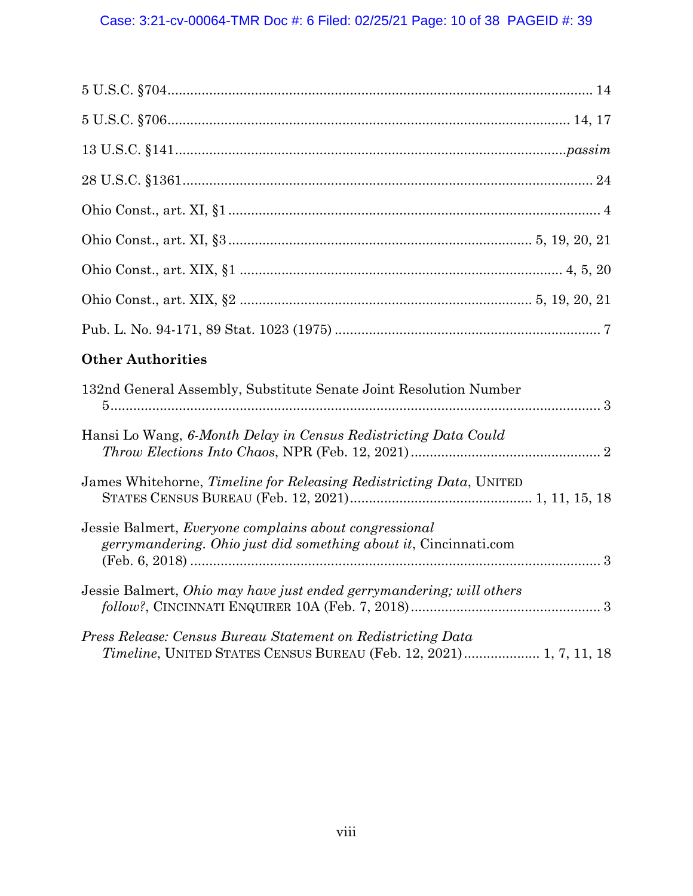5 U.S.C. §704 .......................................................................................................... 14

5 U.S.C. §706 ..................................................................................................... 14, 17

13 U.S.C. §141 ................................................................................................... *passim*

28 U.S.C. §1361 ....................................................................................................... 24

Ohio Const., art. XI, §1 ............................................................................................... 4

Ohio Const., art. XI, §3 ............................................................................. 5, 19, 20, 21

Ohio Const., art. XIX, §1 ....................................................................................... 4, 5, 20

Ohio Const., art. XIX, §2 ........................................................................... 5, 19, 20, 21

Pub. L. No. 94-171, 89 Stat. 1023 (1975) ....................................................................... 7

**Other Authorities**

132nd General Assembly, Substitute Senate Joint Resolution Number 5 ................................................................................................................... 3

Hansi Lo Wang, *6-Month Delay in Census Redistricting Data Could Throw Elections Into Chaos*, NPR (Feb. 12, 2021) ................................................... 2

James Whitehorne, *Timeline for Releasing Redistricting Data*, UNITED STATES CENSUS BUREAU (Feb. 12, 2021) ............................................... 1, 11, 15, 18

Jessie Balmert, *Everyone complains about congressional gerrymandering. Ohio just did something about it*, Cincinnati.com (Feb. 6, 2018) ............................................................................................... 3

Jessie Balmert, *Ohio may have just ended gerrymandering; will others follow?*, CINCINNATI ENQUIRER 10A (Feb. 7, 2018) ............................................. 3

*Press Release: Census Bureau Statement on Redistricting Data Timeline*, UNITED STATES CENSUS BUREAU (Feb. 12, 2021) .................... 1, 7, 11, 18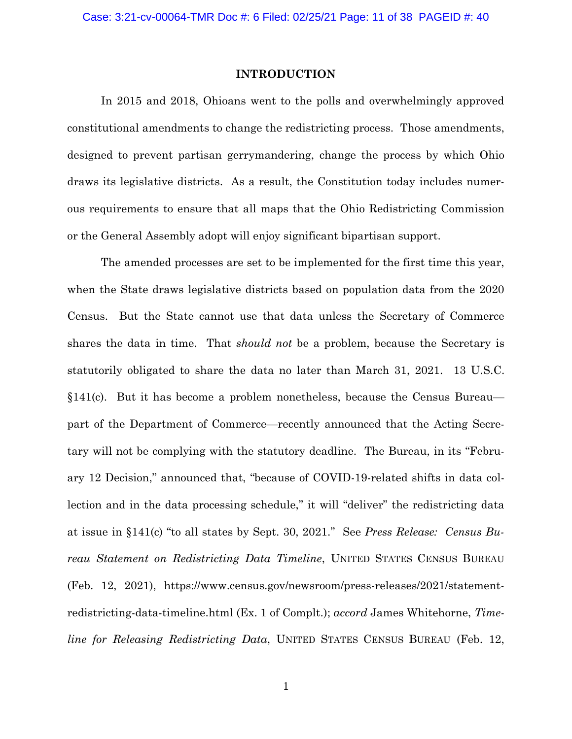## INTRODUCTION

In 2015 and 2018, Ohioans went to the polls and overwhelmingly approved constitutional amendments to change the redistricting process. Those amendments, designed to prevent partisan gerrymandering, change the process by which Ohio draws its legislative districts. As a result, the Constitution today includes numerous requirements to ensure that all maps that the Ohio Redistricting Commission or the General Assembly adopt will enjoy significant bipartisan support.

The amended processes are set to be implemented for the first time this year, when the State draws legislative districts based on population data from the 2020 Census. But the State cannot use that data unless the Secretary of Commerce shares the data in time. That *should not* be a problem, because the Secretary is statutorily obligated to share the data no later than March 31, 2021. 13 U.S.C. §141(c). But it has become a problem nonetheless, because the Census Bureau—part of the Department of Commerce—recently announced that the Acting Secretary will not be complying with the statutory deadline. The Bureau, in its "February 12 Decision," announced that, "because of COVID-19-related shifts in data collection and in the data processing schedule," it will "deliver" the redistricting data at issue in §141(c) "to all states by Sept. 30, 2021." See *Press Release: Census Bureau Statement on Redistricting Data Timeline*, UNITED STATES CENSUS BUREAU (Feb. 12, 2021), https://www.census.gov/newsroom/press-releases/2021/statement-redistricting-data-timeline.html (Ex. 1 of Complt.); *accord* James Whitehorne, *Timeline for Releasing Redistricting Data*, UNITED STATES CENSUS BUREAU (Feb. 12,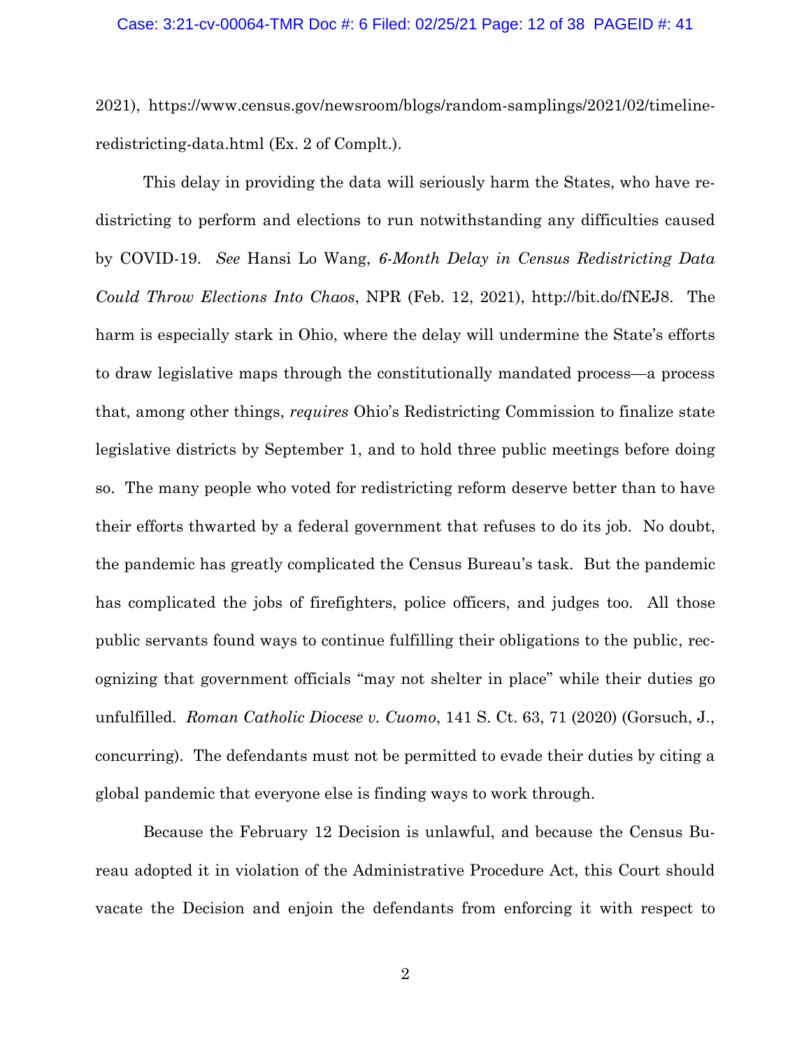2021), https://www.census.gov/newsroom/blogs/random-samplings/2021/02/timeline-redistricting-data.html (Ex. 2 of Complt.).

This delay in providing the data will seriously harm the States, who have redistricting to perform and elections to run notwithstanding any difficulties caused by COVID-19. *See* Hansi Lo Wang, *6-Month Delay in Census Redistricting Data Could Throw Elections Into Chaos*, NPR (Feb. 12, 2021), http://bit.do/fNEJ8. The harm is especially stark in Ohio, where the delay will undermine the State's efforts to draw legislative maps through the constitutionally mandated process—a process that, among other things, *requires* Ohio's Redistricting Commission to finalize state legislative districts by September 1, and to hold three public meetings before doing so. The many people who voted for redistricting reform deserve better than to have their efforts thwarted by a federal government that refuses to do its job. No doubt, the pandemic has greatly complicated the Census Bureau's task. But the pandemic has complicated the jobs of firefighters, police officers, and judges too. All those public servants found ways to continue fulfilling their obligations to the public, recognizing that government officials "may not shelter in place" while their duties go unfulfilled. *Roman Catholic Diocese v. Cuomo*, 141 S. Ct. 63, 71 (2020) (Gorsuch, J., concurring). The defendants must not be permitted to evade their duties by citing a global pandemic that everyone else is finding ways to work through.

Because the February 12 Decision is unlawful, and because the Census Bureau adopted it in violation of the Administrative Procedure Act, this Court should vacate the Decision and enjoin the defendants from enforcing it with respect to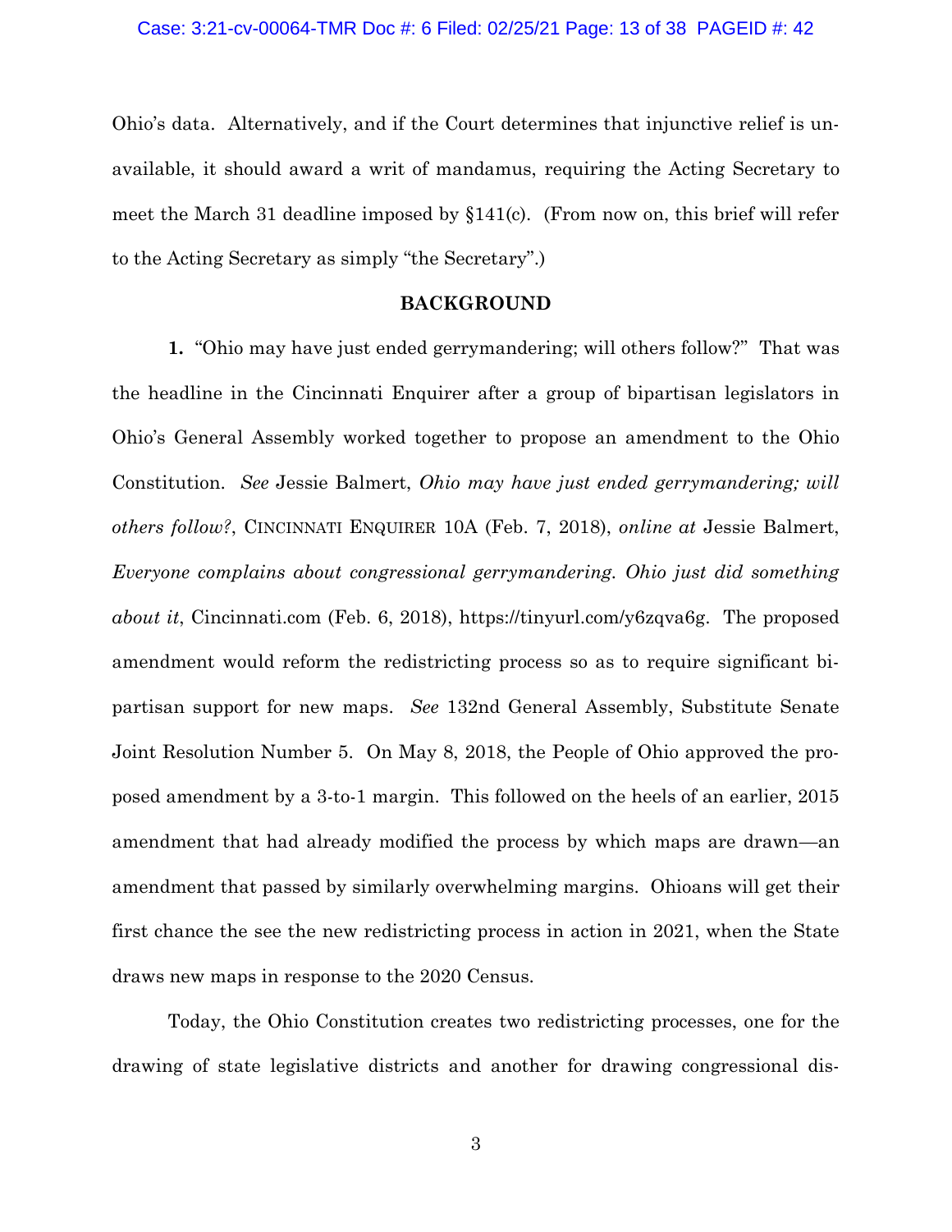Ohio's data. Alternatively, and if the Court determines that injunctive relief is unavailable, it should award a writ of mandamus, requiring the Acting Secretary to meet the March 31 deadline imposed by §141(c). (From now on, this brief will refer to the Acting Secretary as simply "the Secretary".)

## BACKGROUND

**1.** "Ohio may have just ended gerrymandering; will others follow?" That was the headline in the Cincinnati Enquirer after a group of bipartisan legislators in Ohio's General Assembly worked together to propose an amendment to the Ohio Constitution. *See* Jessie Balmert, *Ohio may have just ended gerrymandering; will others follow?*, CINCINNATI ENQUIRER 10A (Feb. 7, 2018), *online at* Jessie Balmert, *Everyone complains about congressional gerrymandering. Ohio just did something about it*, Cincinnati.com (Feb. 6, 2018), https://tinyurl.com/y6zqva6g. The proposed amendment would reform the redistricting process so as to require significant bipartisan support for new maps. *See* 132nd General Assembly, Substitute Senate Joint Resolution Number 5. On May 8, 2018, the People of Ohio approved the proposed amendment by a 3-to-1 margin. This followed on the heels of an earlier, 2015 amendment that had already modified the process by which maps are drawn—an amendment that passed by similarly overwhelming margins. Ohioans will get their first chance the see the new redistricting process in action in 2021, when the State draws new maps in response to the 2020 Census.

Today, the Ohio Constitution creates two redistricting processes, one for the drawing of state legislative districts and another for drawing congressional dis-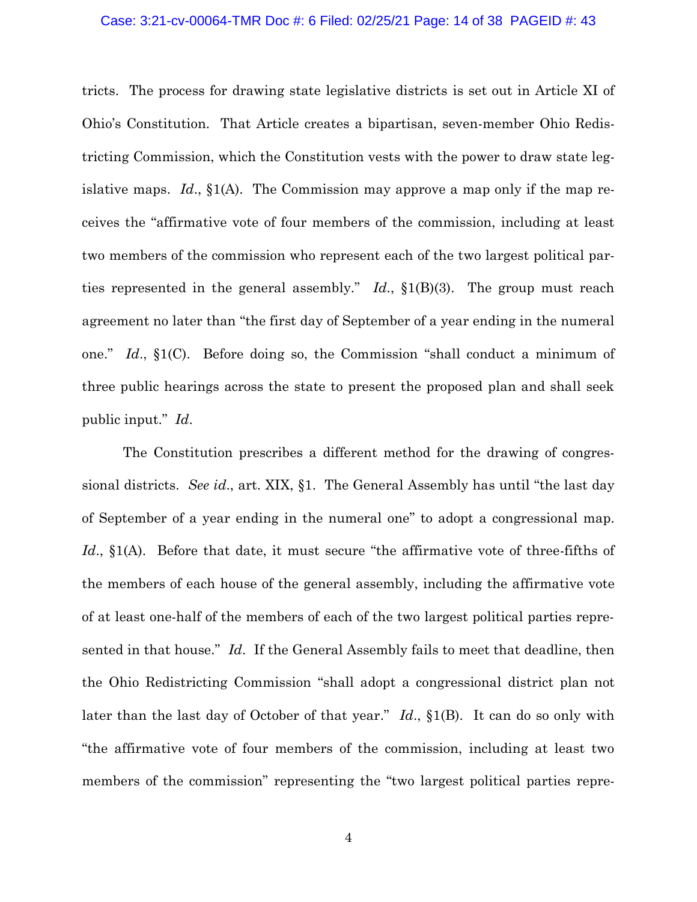tricts. The process for drawing state legislative districts is set out in Article XI of Ohio's Constitution. That Article creates a bipartisan, seven-member Ohio Redistricting Commission, which the Constitution vests with the power to draw state legislative maps. *Id.*, §1(A). The Commission may approve a map only if the map receives the "affirmative vote of four members of the commission, including at least two members of the commission who represent each of the two largest political parties represented in the general assembly." *Id.*, §1(B)(3). The group must reach agreement no later than "the first day of September of a year ending in the numeral one." *Id.*, §1(C). Before doing so, the Commission "shall conduct a minimum of three public hearings across the state to present the proposed plan and shall seek public input." *Id.*

The Constitution prescribes a different method for the drawing of congressional districts. *See id.*, art. XIX, §1. The General Assembly has until "the last day of September of a year ending in the numeral one" to adopt a congressional map. *Id.*, §1(A). Before that date, it must secure "the affirmative vote of three-fifths of the members of each house of the general assembly, including the affirmative vote of at least one-half of the members of each of the two largest political parties represented in that house." *Id.* If the General Assembly fails to meet that deadline, then the Ohio Redistricting Commission "shall adopt a congressional district plan not later than the last day of October of that year." *Id.*, §1(B). It can do so only with "the affirmative vote of four members of the commission, including at least two members of the commission" representing the "two largest political parties repre-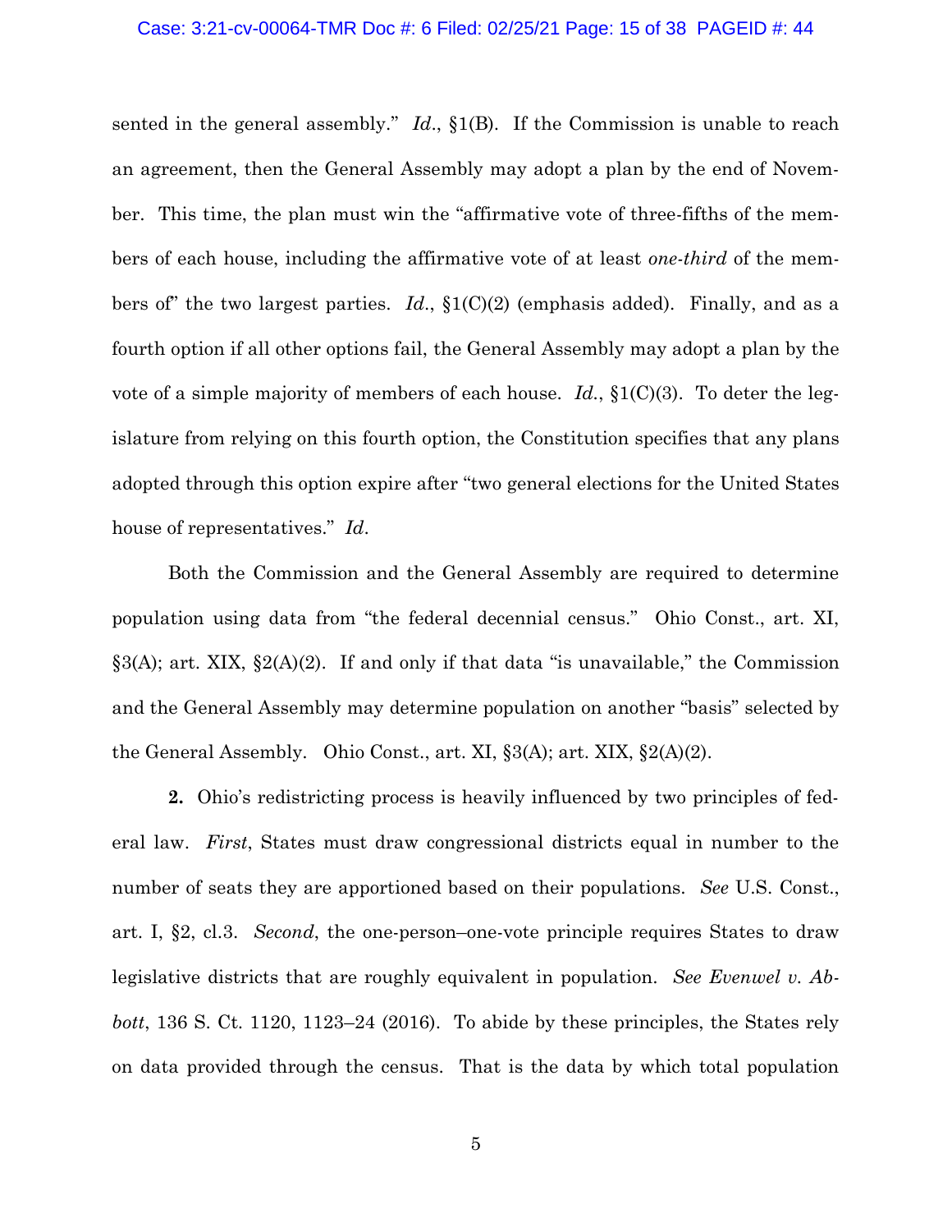sented in the general assembly." *Id.*, §1(B). If the Commission is unable to reach an agreement, then the General Assembly may adopt a plan by the end of November. This time, the plan must win the "affirmative vote of three-fifths of the members of each house, including the affirmative vote of at least *one-third* of the members of" the two largest parties. *Id.*, §1(C)(2) (emphasis added). Finally, and as a fourth option if all other options fail, the General Assembly may adopt a plan by the vote of a simple majority of members of each house. *Id.*, §1(C)(3). To deter the legislature from relying on this fourth option, the Constitution specifies that any plans adopted through this option expire after "two general elections for the United States house of representatives." *Id.*

Both the Commission and the General Assembly are required to determine population using data from "the federal decennial census." Ohio Const., art. XI, §3(A); art. XIX, §2(A)(2). If and only if that data "is unavailable," the Commission and the General Assembly may determine population on another "basis" selected by the General Assembly. Ohio Const., art. XI, §3(A); art. XIX, §2(A)(2).

**2.** Ohio's redistricting process is heavily influenced by two principles of federal law. *First*, States must draw congressional districts equal in number to the number of seats they are apportioned based on their populations. *See* U.S. Const., art. I, §2, cl.3. *Second*, the one-person–one-vote principle requires States to draw legislative districts that are roughly equivalent in population. *See Evenwel v. Abbott*, 136 S. Ct. 1120, 1123–24 (2016). To abide by these principles, the States rely on data provided through the census. That is the data by which total population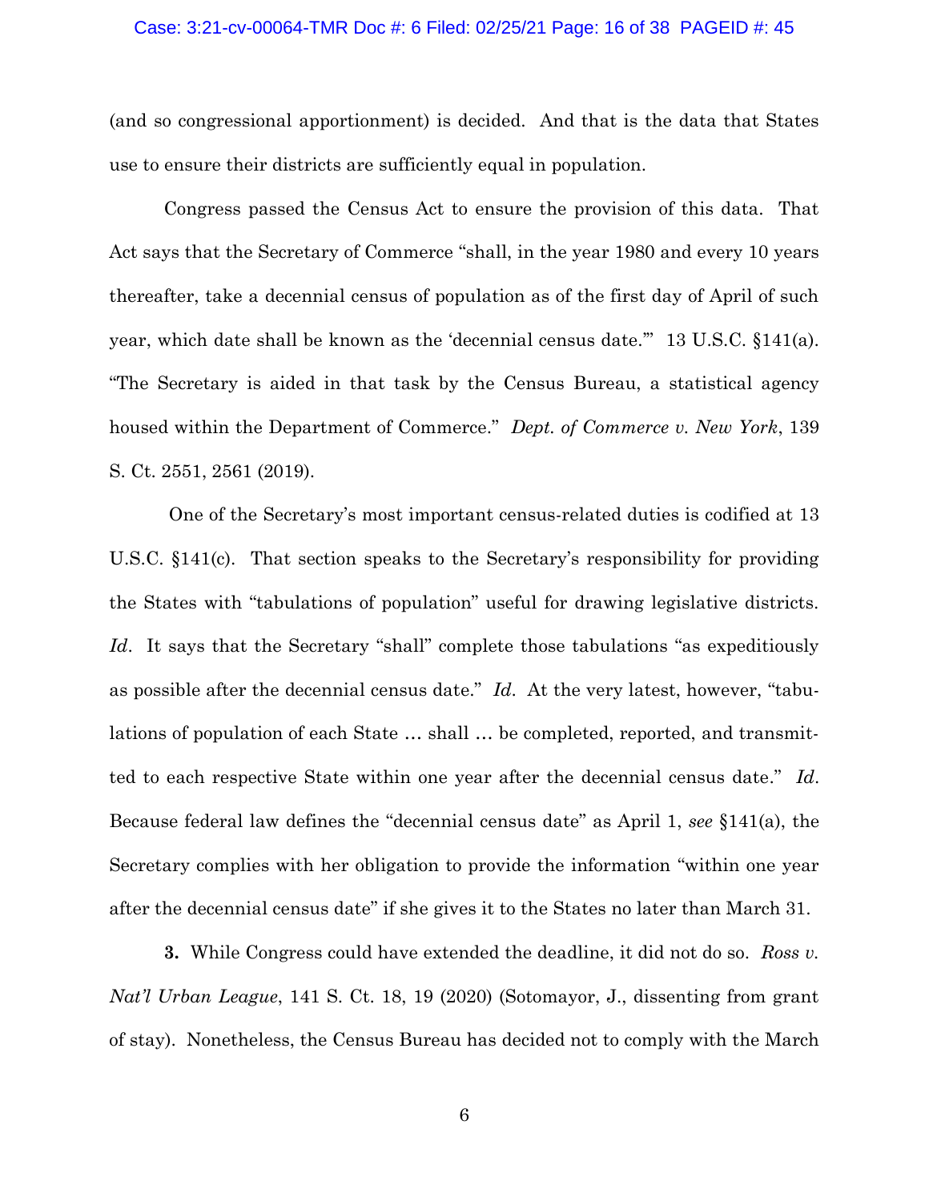(and so congressional apportionment) is decided. And that is the data that States use to ensure their districts are sufficiently equal in population.

Congress passed the Census Act to ensure the provision of this data. That Act says that the Secretary of Commerce "shall, in the year 1980 and every 10 years thereafter, take a decennial census of population as of the first day of April of such year, which date shall be known as the 'decennial census date.'" 13 U.S.C. §141(a). "The Secretary is aided in that task by the Census Bureau, a statistical agency housed within the Department of Commerce." *Dept. of Commerce v. New York*, 139 S. Ct. 2551, 2561 (2019).

One of the Secretary's most important census-related duties is codified at 13 U.S.C. §141(c). That section speaks to the Secretary's responsibility for providing the States with "tabulations of population" useful for drawing legislative districts. *Id*. It says that the Secretary "shall" complete those tabulations "as expeditiously as possible after the decennial census date." *Id*. At the very latest, however, "tabulations of population of each State … shall … be completed, reported, and transmitted to each respective State within one year after the decennial census date." *Id*. Because federal law defines the "decennial census date" as April 1, *see* §141(a), the Secretary complies with her obligation to provide the information "within one year after the decennial census date" if she gives it to the States no later than March 31.

**3.** While Congress could have extended the deadline, it did not do so. *Ross v. Nat'l Urban League*, 141 S. Ct. 18, 19 (2020) (Sotomayor, J., dissenting from grant of stay). Nonetheless, the Census Bureau has decided not to comply with the March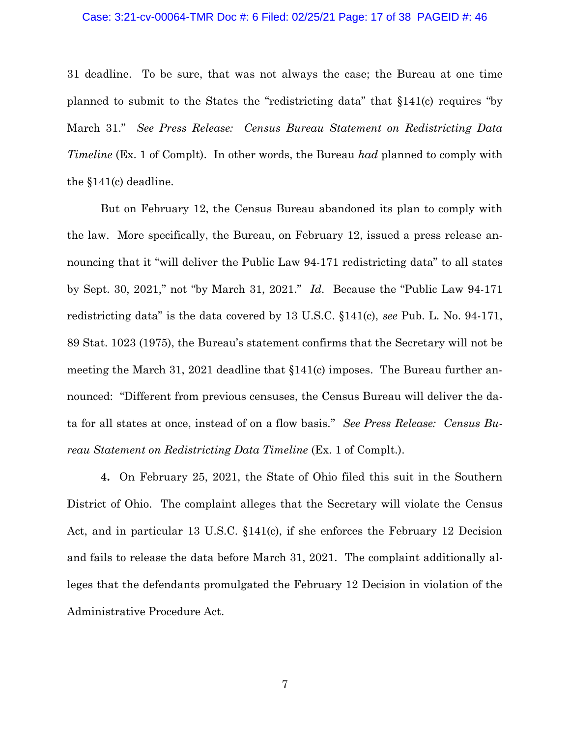31 deadline. To be sure, that was not always the case; the Bureau at one time planned to submit to the States the "redistricting data" that §141(c) requires "by March 31." *See Press Release: Census Bureau Statement on Redistricting Data Timeline* (Ex. 1 of Complt). In other words, the Bureau *had* planned to comply with the §141(c) deadline.

But on February 12, the Census Bureau abandoned its plan to comply with the law. More specifically, the Bureau, on February 12, issued a press release announcing that it "will deliver the Public Law 94-171 redistricting data" to all states by Sept. 30, 2021," not "by March 31, 2021." *Id*. Because the "Public Law 94-171 redistricting data" is the data covered by 13 U.S.C. §141(c), *see* Pub. L. No. 94-171, 89 Stat. 1023 (1975), the Bureau's statement confirms that the Secretary will not be meeting the March 31, 2021 deadline that §141(c) imposes. The Bureau further announced: "Different from previous censuses, the Census Bureau will deliver the data for all states at once, instead of on a flow basis." *See Press Release: Census Bureau Statement on Redistricting Data Timeline* (Ex. 1 of Complt.).

**4.** On February 25, 2021, the State of Ohio filed this suit in the Southern District of Ohio. The complaint alleges that the Secretary will violate the Census Act, and in particular 13 U.S.C. §141(c), if she enforces the February 12 Decision and fails to release the data before March 31, 2021. The complaint additionally alleges that the defendants promulgated the February 12 Decision in violation of the Administrative Procedure Act.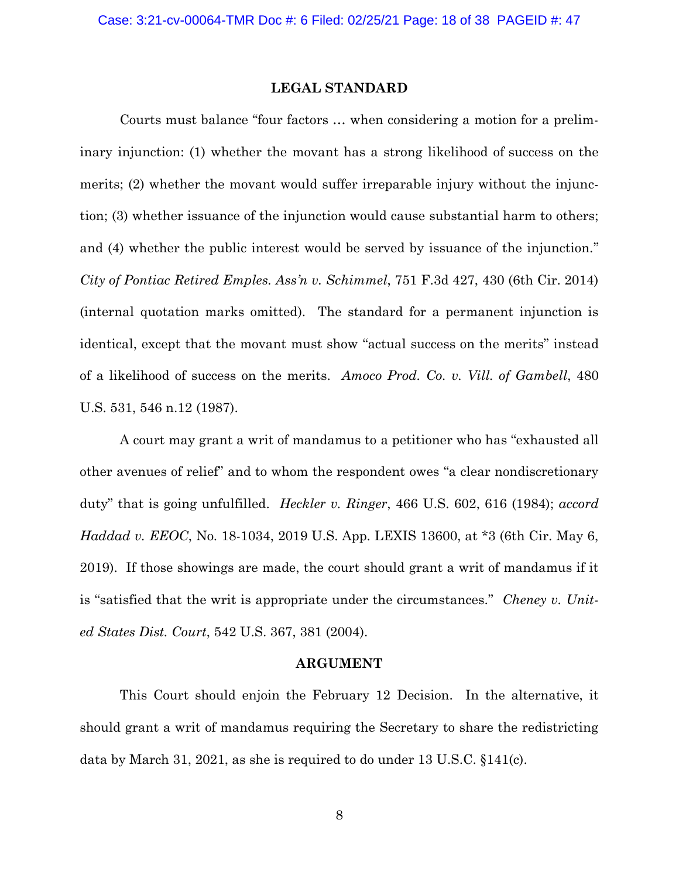## LEGAL STANDARD

Courts must balance "four factors … when considering a motion for a preliminary injunction: (1) whether the movant has a strong likelihood of success on the merits; (2) whether the movant would suffer irreparable injury without the injunction; (3) whether issuance of the injunction would cause substantial harm to others; and (4) whether the public interest would be served by issuance of the injunction." *City of Pontiac Retired Emples. Ass'n v. Schimmel*, 751 F.3d 427, 430 (6th Cir. 2014) (internal quotation marks omitted). The standard for a permanent injunction is identical, except that the movant must show "actual success on the merits" instead of a likelihood of success on the merits. *Amoco Prod. Co. v. Vill. of Gambell*, 480 U.S. 531, 546 n.12 (1987).

A court may grant a writ of mandamus to a petitioner who has "exhausted all other avenues of relief" and to whom the respondent owes "a clear nondiscretionary duty" that is going unfulfilled. *Heckler v. Ringer*, 466 U.S. 602, 616 (1984); *accord Haddad v. EEOC*, No. 18-1034, 2019 U.S. App. LEXIS 13600, at *3 (6th Cir. May 6, 2019). If those showings are made, the court should grant a writ of mandamus if it is "satisfied that the writ is appropriate under the circumstances." *Cheney v. United States Dist. Court*, 542 U.S. 367, 381 (2004).

## ARGUMENT

This Court should enjoin the February 12 Decision. In the alternative, it should grant a writ of mandamus requiring the Secretary to share the redistricting data by March 31, 2021, as she is required to do under 13 U.S.C. §141(c).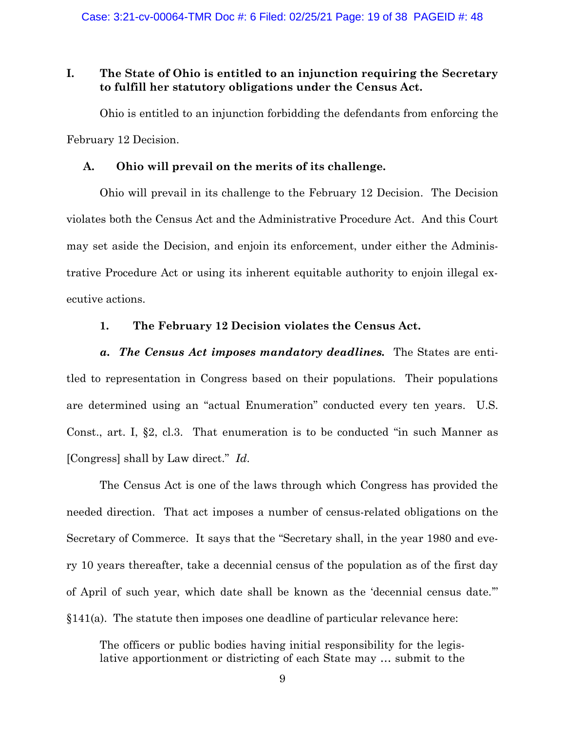## I. The State of Ohio is entitled to an injunction requiring the Secretary to fulfill her statutory obligations under the Census Act.

Ohio is entitled to an injunction forbidding the defendants from enforcing the February 12 Decision.

### A. Ohio will prevail on the merits of its challenge.

Ohio will prevail in its challenge to the February 12 Decision. The Decision violates both the Census Act and the Administrative Procedure Act. And this Court may set aside the Decision, and enjoin its enforcement, under either the Administrative Procedure Act or using its inherent equitable authority to enjoin illegal executive actions.

#### 1. The February 12 Decision violates the Census Act.

***a. The Census Act imposes mandatory deadlines.*** The States are entitled to representation in Congress based on their populations. Their populations are determined using an "actual Enumeration" conducted every ten years. U.S. Const., art. I, §2, cl.3. That enumeration is to be conducted "in such Manner as [Congress] shall by Law direct." *Id.*

The Census Act is one of the laws through which Congress has provided the needed direction. That act imposes a number of census-related obligations on the Secretary of Commerce. It says that the "Secretary shall, in the year 1980 and every 10 years thereafter, take a decennial census of the population as of the first day of April of such year, which date shall be known as the 'decennial census date.'" §141(a). The statute then imposes one deadline of particular relevance here:

> The officers or public bodies having initial responsibility for the legislative apportionment or districting of each State may … submit to the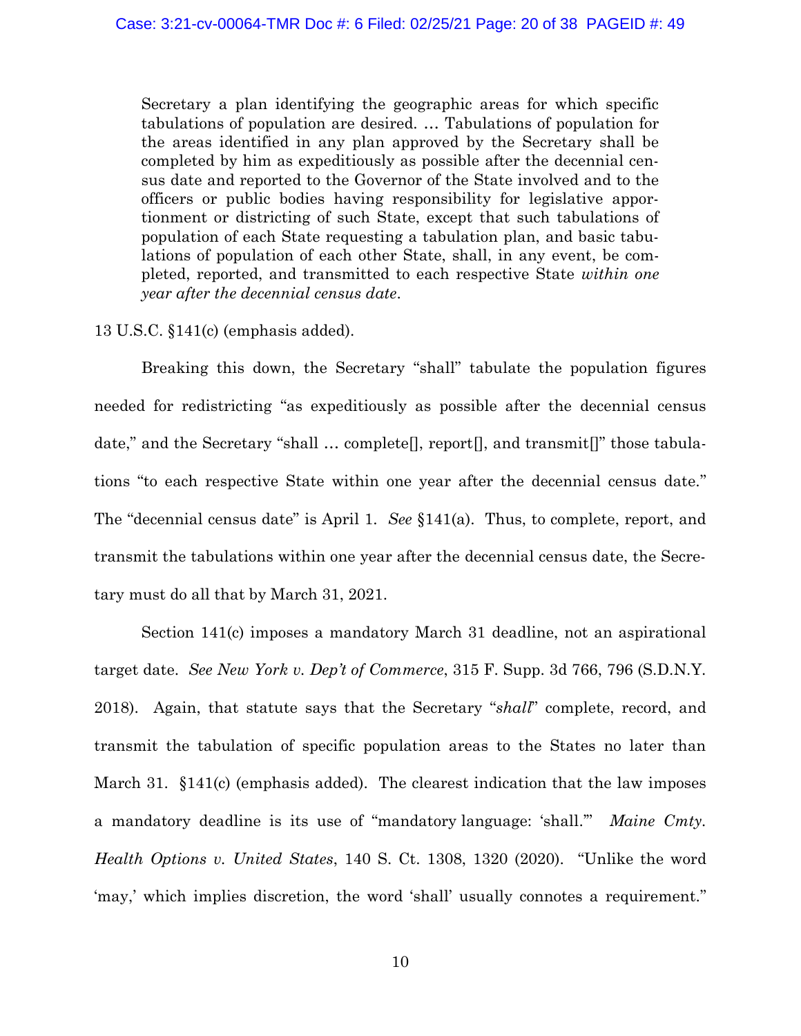> Secretary a plan identifying the geographic areas for which specific tabulations of population are desired. … Tabulations of population for the areas identified in any plan approved by the Secretary shall be completed by him as expeditiously as possible after the decennial census date and reported to the Governor of the State involved and to the officers or public bodies having responsibility for legislative apportionment or districting of such State, except that such tabulations of population of each State requesting a tabulation plan, and basic tabulations of population of each other State, shall, in any event, be completed, reported, and transmitted to each respective State *within one year after the decennial census date*.

13 U.S.C. §141(c) (emphasis added).

Breaking this down, the Secretary "shall" tabulate the population figures needed for redistricting "as expeditiously as possible after the decennial census date," and the Secretary "shall … complete[], report[], and transmit[]" those tabulations "to each respective State within one year after the decennial census date." The "decennial census date" is April 1. *See* §141(a). Thus, to complete, report, and transmit the tabulations within one year after the decennial census date, the Secretary must do all that by March 31, 2021.

Section 141(c) imposes a mandatory March 31 deadline, not an aspirational target date. *See New York v. Dep't of Commerce*, 315 F. Supp. 3d 766, 796 (S.D.N.Y. 2018). Again, that statute says that the Secretary "*shall*" complete, record, and transmit the tabulation of specific population areas to the States no later than March 31. §141(c) (emphasis added). The clearest indication that the law imposes a mandatory deadline is its use of "mandatory language: 'shall.'" *Maine Cmty. Health Options v. United States*, 140 S. Ct. 1308, 1320 (2020). "Unlike the word 'may,' which implies discretion, the word 'shall' usually connotes a requirement."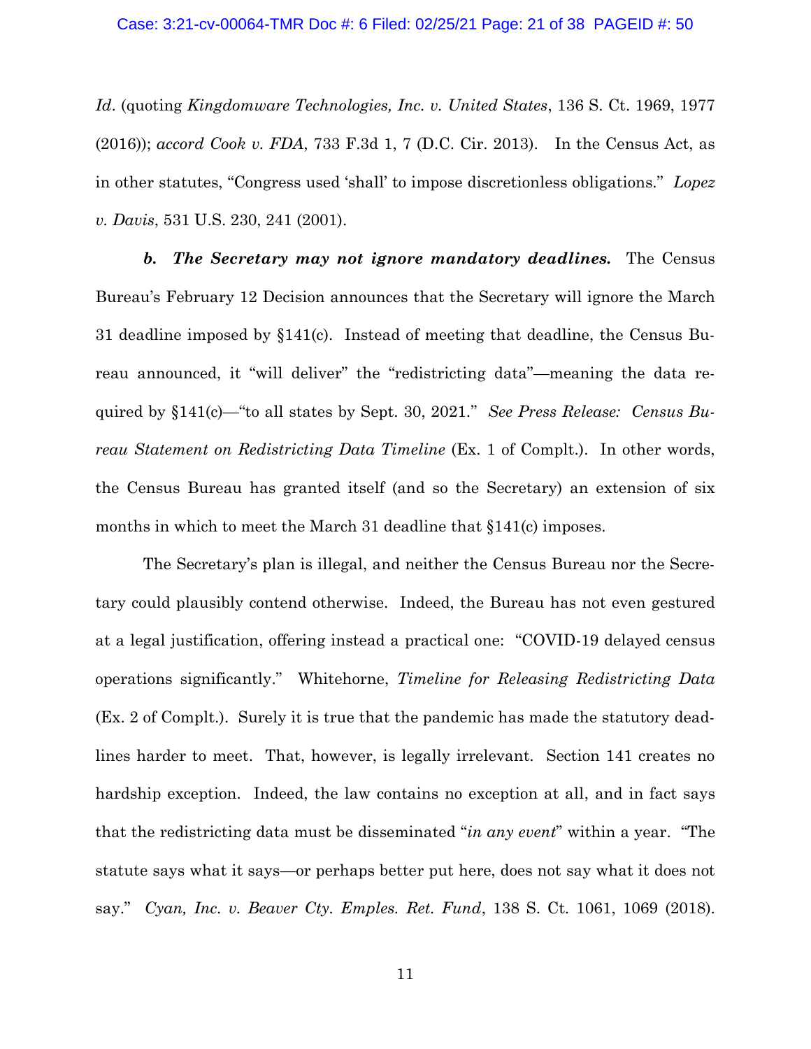*Id*. (quoting *Kingdomware Technologies, Inc. v. United States*, 136 S. Ct. 1969, 1977 (2016)); *accord Cook v. FDA*, 733 F.3d 1, 7 (D.C. Cir. 2013). In the Census Act, as in other statutes, "Congress used 'shall' to impose discretionless obligations." *Lopez v. Davis*, 531 U.S. 230, 241 (2001).

***b. The Secretary may not ignore mandatory deadlines.*** The Census Bureau's February 12 Decision announces that the Secretary will ignore the March 31 deadline imposed by §141(c). Instead of meeting that deadline, the Census Bureau announced, it "will deliver" the "redistricting data"—meaning the data required by §141(c)—"to all states by Sept. 30, 2021." *See Press Release: Census Bureau Statement on Redistricting Data Timeline* (Ex. 1 of Complt.). In other words, the Census Bureau has granted itself (and so the Secretary) an extension of six months in which to meet the March 31 deadline that §141(c) imposes.

The Secretary's plan is illegal, and neither the Census Bureau nor the Secretary could plausibly contend otherwise. Indeed, the Bureau has not even gestured at a legal justification, offering instead a practical one: "COVID-19 delayed census operations significantly." Whitehorne, *Timeline for Releasing Redistricting Data* (Ex. 2 of Complt.). Surely it is true that the pandemic has made the statutory deadlines harder to meet. That, however, is legally irrelevant. Section 141 creates no hardship exception. Indeed, the law contains no exception at all, and in fact says that the redistricting data must be disseminated "*in any event*" within a year. "The statute says what it says—or perhaps better put here, does not say what it does not say." *Cyan, Inc. v. Beaver Cty. Emples. Ret. Fund*, 138 S. Ct. 1061, 1069 (2018).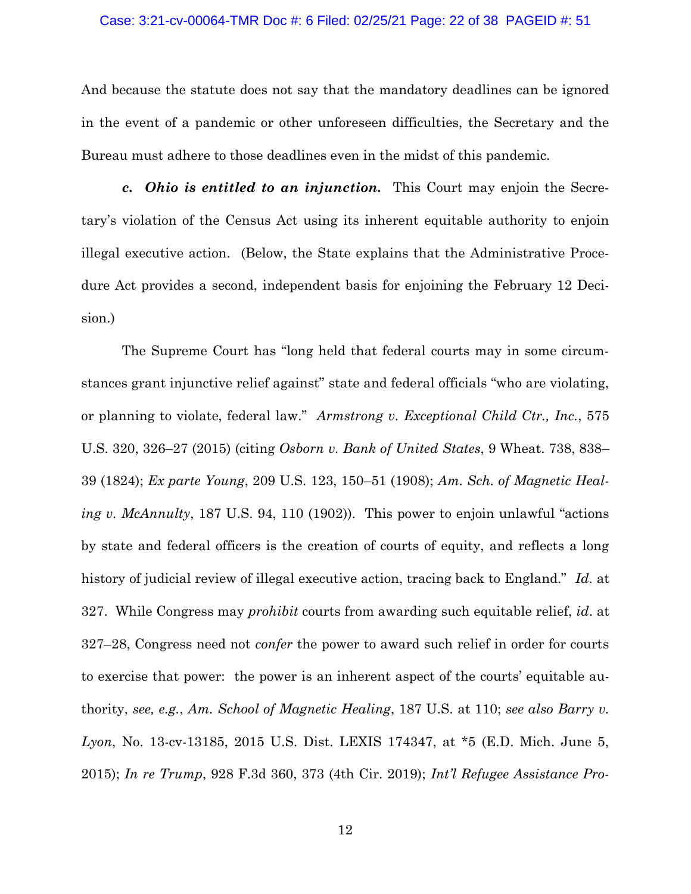And because the statute does not say that the mandatory deadlines can be ignored in the event of a pandemic or other unforeseen difficulties, the Secretary and the Bureau must adhere to those deadlines even in the midst of this pandemic.

***c. Ohio is entitled to an injunction.*** This Court may enjoin the Secretary's violation of the Census Act using its inherent equitable authority to enjoin illegal executive action. (Below, the State explains that the Administrative Procedure Act provides a second, independent basis for enjoining the February 12 Decision.)

The Supreme Court has "long held that federal courts may in some circumstances grant injunctive relief against" state and federal officials "who are violating, or planning to violate, federal law." *Armstrong v. Exceptional Child Ctr., Inc.*, 575 U.S. 320, 326–27 (2015) (citing *Osborn v. Bank of United States*, 9 Wheat. 738, 838–39 (1824); *Ex parte Young*, 209 U.S. 123, 150–51 (1908); *Am. Sch. of Magnetic Healing v. McAnnulty*, 187 U.S. 94, 110 (1902)). This power to enjoin unlawful "actions by state and federal officers is the creation of courts of equity, and reflects a long history of judicial review of illegal executive action, tracing back to England." *Id*. at 327. While Congress may *prohibit* courts from awarding such equitable relief, *id*. at 327–28, Congress need not *confer* the power to award such relief in order for courts to exercise that power: the power is an inherent aspect of the courts' equitable authority, *see, e.g.*, *Am. School of Magnetic Healing*, 187 U.S. at 110; *see also Barry v. Lyon*, No. 13-cv-13185, 2015 U.S. Dist. LEXIS 174347, at *5 (E.D. Mich. June 5, 2015); *In re Trump*, 928 F.3d 360, 373 (4th Cir. 2019); *Int'l Refugee Assistance Pro-*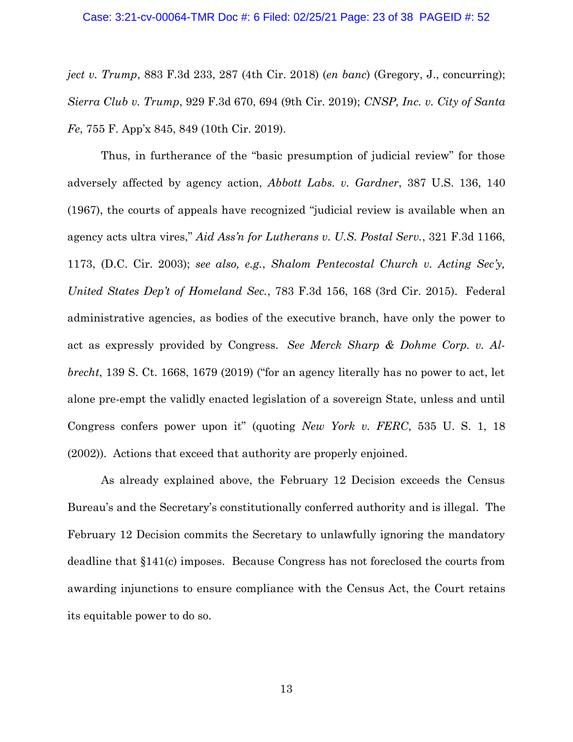*ject v. Trump*, 883 F.3d 233, 287 (4th Cir. 2018) (*en banc*) (Gregory, J., concurring); *Sierra Club v. Trump*, 929 F.3d 670, 694 (9th Cir. 2019); *CNSP, Inc. v. City of Santa Fe*, 755 F. App'x 845, 849 (10th Cir. 2019).

Thus, in furtherance of the "basic presumption of judicial review" for those adversely affected by agency action, *Abbott Labs. v. Gardner*, 387 U.S. 136, 140 (1967), the courts of appeals have recognized "judicial review is available when an agency acts ultra vires," *Aid Ass'n for Lutherans v. U.S. Postal Serv.*, 321 F.3d 1166, 1173, (D.C. Cir. 2003); *see also, e.g.*, *Shalom Pentecostal Church v. Acting Sec'y, United States Dep't of Homeland Sec.*, 783 F.3d 156, 168 (3rd Cir. 2015). Federal administrative agencies, as bodies of the executive branch, have only the power to act as expressly provided by Congress. *See Merck Sharp & Dohme Corp. v. Albrecht*, 139 S. Ct. 1668, 1679 (2019) ("for an agency literally has no power to act, let alone pre-empt the validly enacted legislation of a sovereign State, unless and until Congress confers power upon it" (quoting *New York v. FERC*, 535 U. S. 1, 18 (2002)). Actions that exceed that authority are properly enjoined.

As already explained above, the February 12 Decision exceeds the Census Bureau's and the Secretary's constitutionally conferred authority and is illegal. The February 12 Decision commits the Secretary to unlawfully ignoring the mandatory deadline that §141(c) imposes. Because Congress has not foreclosed the courts from awarding injunctions to ensure compliance with the Census Act, the Court retains its equitable power to do so.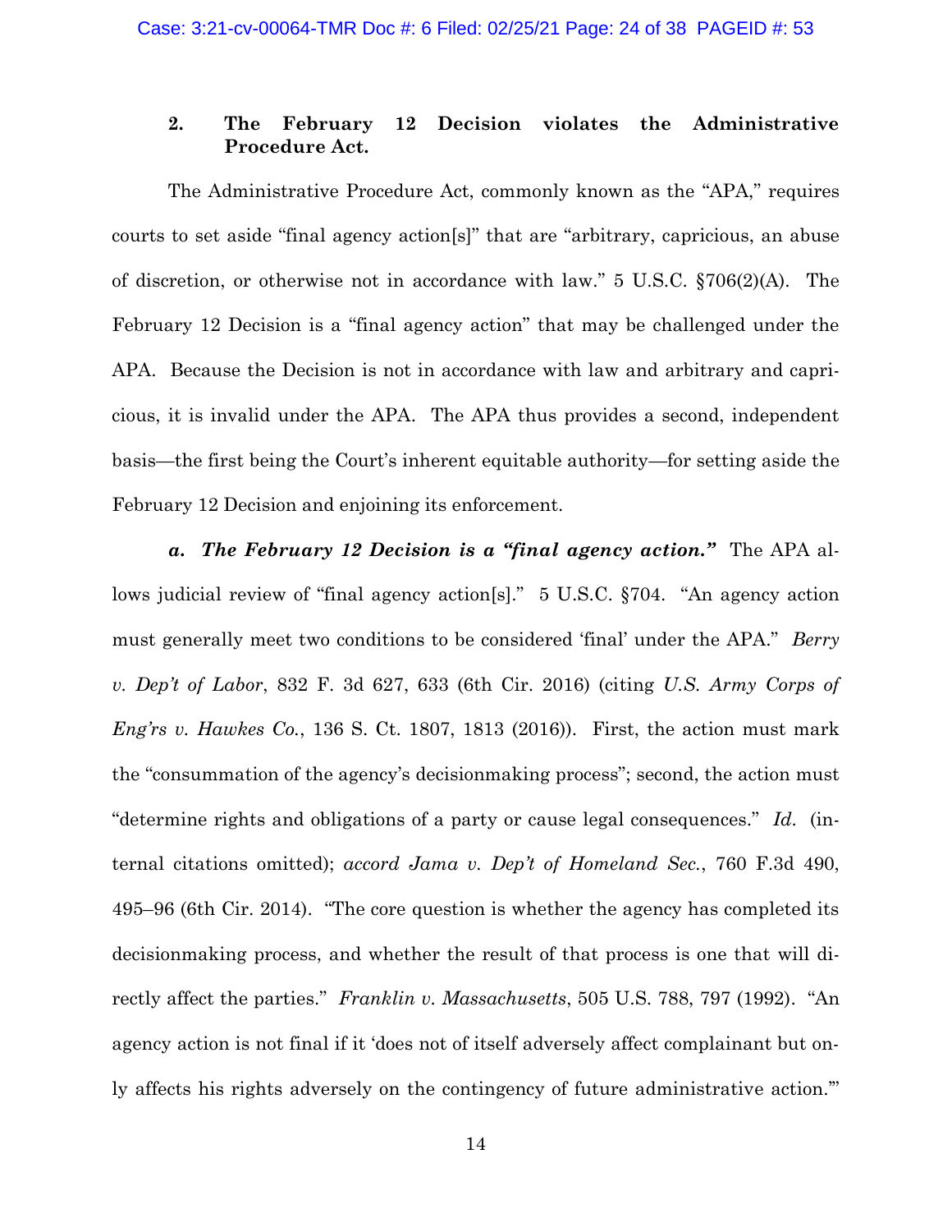### 2. The February 12 Decision violates the Administrative Procedure Act.

The Administrative Procedure Act, commonly known as the "APA," requires courts to set aside "final agency action[s]" that are "arbitrary, capricious, an abuse of discretion, or otherwise not in accordance with law." 5 U.S.C. §706(2)(A). The February 12 Decision is a "final agency action" that may be challenged under the APA. Because the Decision is not in accordance with law and arbitrary and capricious, it is invalid under the APA. The APA thus provides a second, independent basis—the first being the Court's inherent equitable authority—for setting aside the February 12 Decision and enjoining its enforcement.

***a. The February 12 Decision is a "final agency action."*** The APA allows judicial review of "final agency action[s]." 5 U.S.C. §704. "An agency action must generally meet two conditions to be considered 'final' under the APA." *Berry v. Dep't of Labor*, 832 F. 3d 627, 633 (6th Cir. 2016) (citing *U.S. Army Corps of Eng'rs v. Hawkes Co.*, 136 S. Ct. 1807, 1813 (2016)). First, the action must mark the "consummation of the agency's decisionmaking process"; second, the action must "determine rights and obligations of a party or cause legal consequences." *Id*. (internal citations omitted); *accord Jama v. Dep't of Homeland Sec.*, 760 F.3d 490, 495–96 (6th Cir. 2014). "The core question is whether the agency has completed its decisionmaking process, and whether the result of that process is one that will directly affect the parties." *Franklin v. Massachusetts*, 505 U.S. 788, 797 (1992). "An agency action is not final if it 'does not of itself adversely affect complainant but only affects his rights adversely on the contingency of future administrative action.'"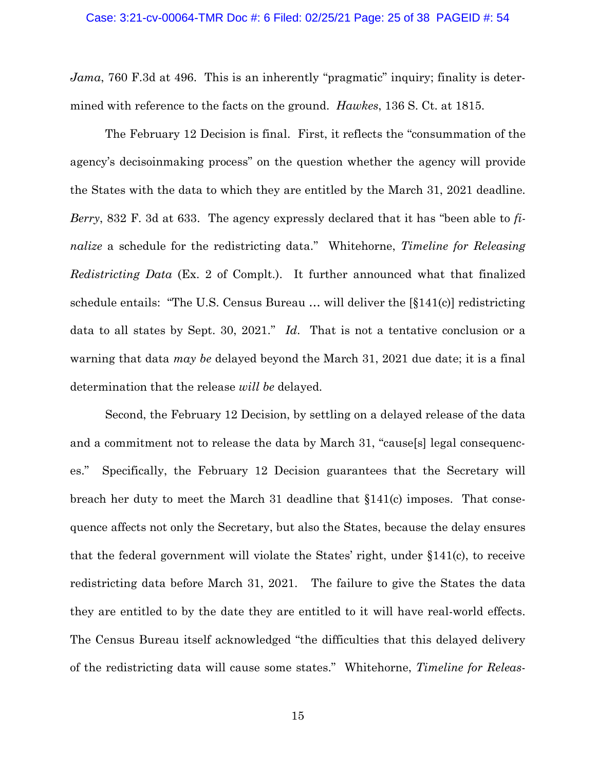*Jama*, 760 F.3d at 496. This is an inherently "pragmatic" inquiry; finality is determined with reference to the facts on the ground. *Hawkes*, 136 S. Ct. at 1815.

The February 12 Decision is final. First, it reflects the "consummation of the agency's decisoinmaking process" on the question whether the agency will provide the States with the data to which they are entitled by the March 31, 2021 deadline. *Berry*, 832 F. 3d at 633. The agency expressly declared that it has "been able to *finalize* a schedule for the redistricting data." Whitehorne, *Timeline for Releasing Redistricting Data* (Ex. 2 of Complt.). It further announced what that finalized schedule entails: "The U.S. Census Bureau … will deliver the [§141(c)] redistricting data to all states by Sept. 30, 2021." *Id*. That is not a tentative conclusion or a warning that data *may be* delayed beyond the March 31, 2021 due date; it is a final determination that the release *will be* delayed.

Second, the February 12 Decision, by settling on a delayed release of the data and a commitment not to release the data by March 31, "cause[s] legal consequences." Specifically, the February 12 Decision guarantees that the Secretary will breach her duty to meet the March 31 deadline that §141(c) imposes. That consequence affects not only the Secretary, but also the States, because the delay ensures that the federal government will violate the States' right, under §141(c), to receive redistricting data before March 31, 2021. The failure to give the States the data they are entitled to by the date they are entitled to it will have real-world effects. The Census Bureau itself acknowledged "the difficulties that this delayed delivery of the redistricting data will cause some states." Whitehorne, *Timeline for Releas-*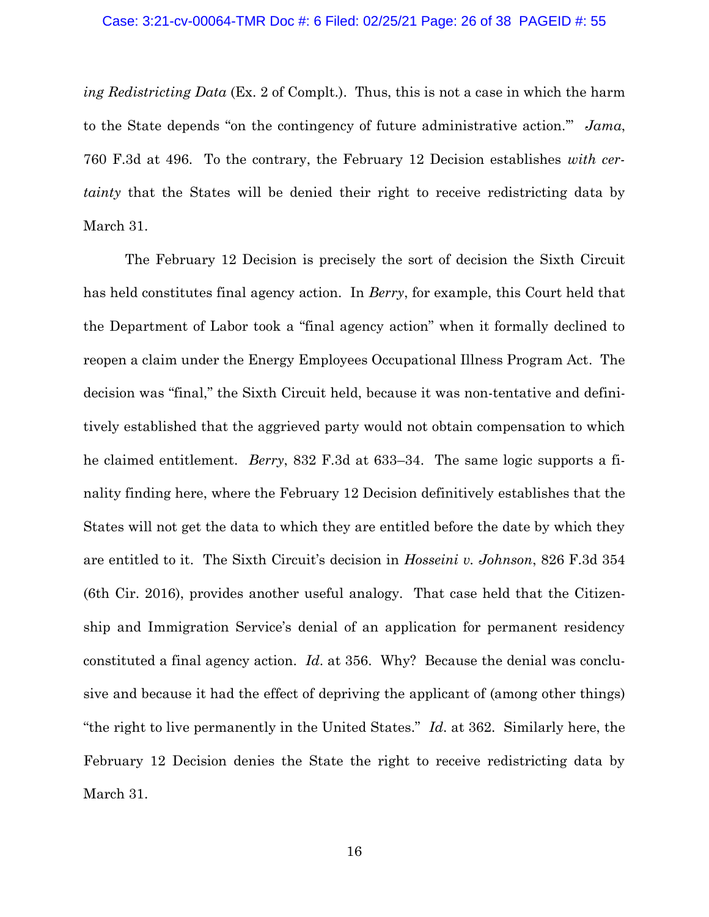*ing Redistricting Data* (Ex. 2 of Complt.). Thus, this is not a case in which the harm to the State depends "on the contingency of future administrative action.'" *Jama*, 760 F.3d at 496. To the contrary, the February 12 Decision establishes *with certainty* that the States will be denied their right to receive redistricting data by March 31.

The February 12 Decision is precisely the sort of decision the Sixth Circuit has held constitutes final agency action. In *Berry*, for example, this Court held that the Department of Labor took a "final agency action" when it formally declined to reopen a claim under the Energy Employees Occupational Illness Program Act. The decision was "final," the Sixth Circuit held, because it was non-tentative and definitively established that the aggrieved party would not obtain compensation to which he claimed entitlement. *Berry*, 832 F.3d at 633–34. The same logic supports a finality finding here, where the February 12 Decision definitively establishes that the States will not get the data to which they are entitled before the date by which they are entitled to it. The Sixth Circuit's decision in *Hosseini v. Johnson*, 826 F.3d 354 (6th Cir. 2016), provides another useful analogy. That case held that the Citizenship and Immigration Service's denial of an application for permanent residency constituted a final agency action. *Id*. at 356. Why? Because the denial was conclusive and because it had the effect of depriving the applicant of (among other things) "the right to live permanently in the United States." *Id*. at 362. Similarly here, the February 12 Decision denies the State the right to receive redistricting data by March 31.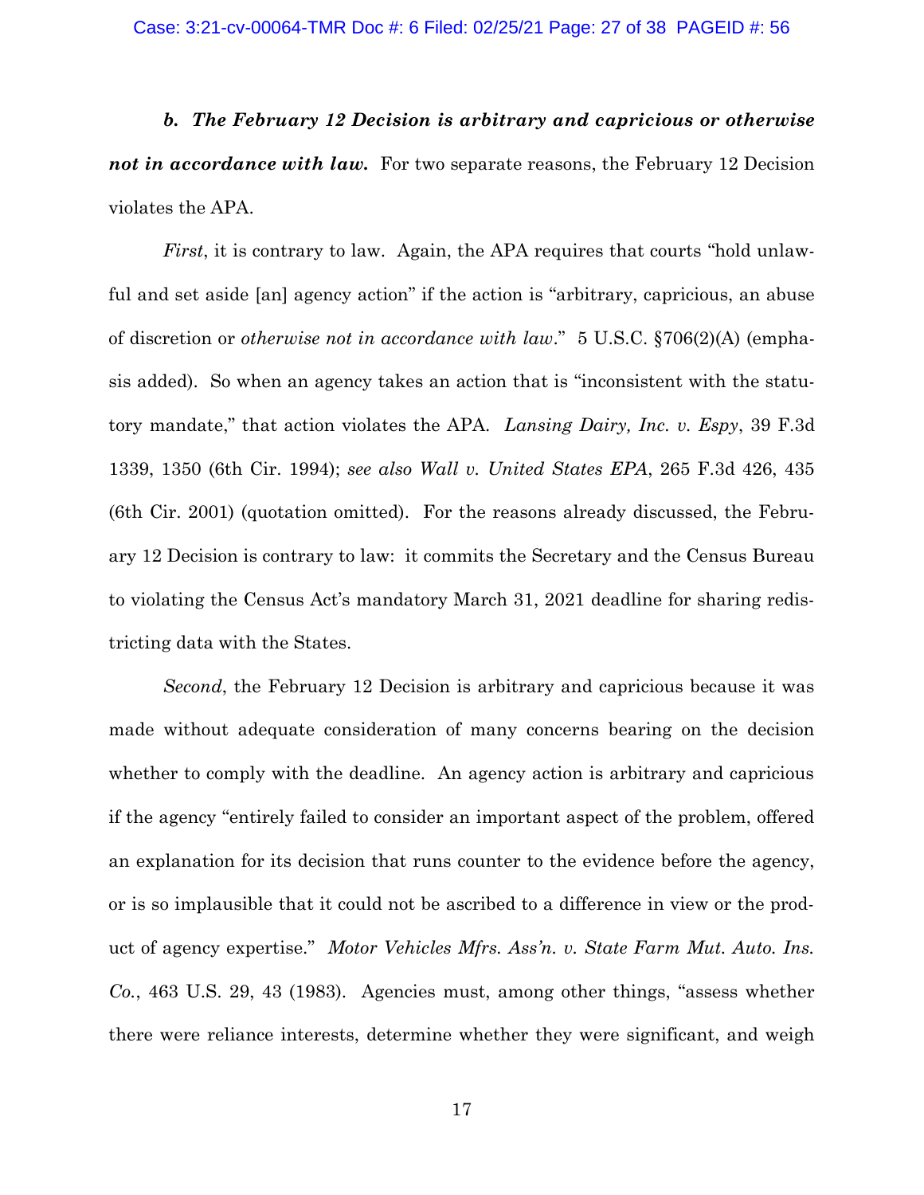***b. The February 12 Decision is arbitrary and capricious or otherwise not in accordance with law.*** For two separate reasons, the February 12 Decision violates the APA.

*First*, it is contrary to law. Again, the APA requires that courts "hold unlawful and set aside [an] agency action" if the action is "arbitrary, capricious, an abuse of discretion or *otherwise not in accordance with law*." 5 U.S.C. §706(2)(A) (emphasis added). So when an agency takes an action that is "inconsistent with the statutory mandate," that action violates the APA. *Lansing Dairy, Inc. v. Espy*, 39 F.3d 1339, 1350 (6th Cir. 1994); *see also Wall v. United States EPA*, 265 F.3d 426, 435 (6th Cir. 2001) (quotation omitted). For the reasons already discussed, the February 12 Decision is contrary to law: it commits the Secretary and the Census Bureau to violating the Census Act's mandatory March 31, 2021 deadline for sharing redistricting data with the States.

*Second*, the February 12 Decision is arbitrary and capricious because it was made without adequate consideration of many concerns bearing on the decision whether to comply with the deadline. An agency action is arbitrary and capricious if the agency "entirely failed to consider an important aspect of the problem, offered an explanation for its decision that runs counter to the evidence before the agency, or is so implausible that it could not be ascribed to a difference in view or the product of agency expertise." *Motor Vehicles Mfrs. Ass'n. v. State Farm Mut. Auto. Ins. Co.*, 463 U.S. 29, 43 (1983). Agencies must, among other things, "assess whether there were reliance interests, determine whether they were significant, and weigh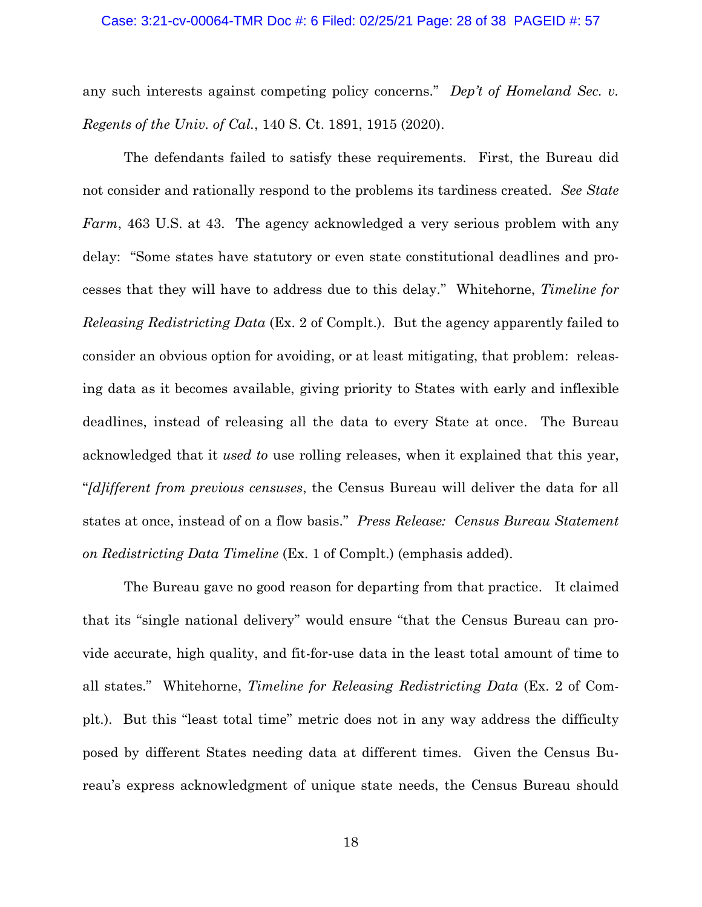any such interests against competing policy concerns." *Dep't of Homeland Sec. v. Regents of the Univ. of Cal.*, 140 S. Ct. 1891, 1915 (2020).

The defendants failed to satisfy these requirements. First, the Bureau did not consider and rationally respond to the problems its tardiness created. *See State Farm*, 463 U.S. at 43. The agency acknowledged a very serious problem with any delay: "Some states have statutory or even state constitutional deadlines and processes that they will have to address due to this delay." Whitehorne, *Timeline for Releasing Redistricting Data* (Ex. 2 of Complt.). But the agency apparently failed to consider an obvious option for avoiding, or at least mitigating, that problem: releasing data as it becomes available, giving priority to States with early and inflexible deadlines, instead of releasing all the data to every State at once. The Bureau acknowledged that it *used to* use rolling releases, when it explained that this year, "*[d]ifferent from previous censuses*, the Census Bureau will deliver the data for all states at once, instead of on a flow basis." *Press Release: Census Bureau Statement on Redistricting Data Timeline* (Ex. 1 of Complt.) (emphasis added).

The Bureau gave no good reason for departing from that practice. It claimed that its "single national delivery" would ensure "that the Census Bureau can provide accurate, high quality, and fit-for-use data in the least total amount of time to all states." Whitehorne, *Timeline for Releasing Redistricting Data* (Ex. 2 of Complt.). But this "least total time" metric does not in any way address the difficulty posed by different States needing data at different times. Given the Census Bureau's express acknowledgment of unique state needs, the Census Bureau should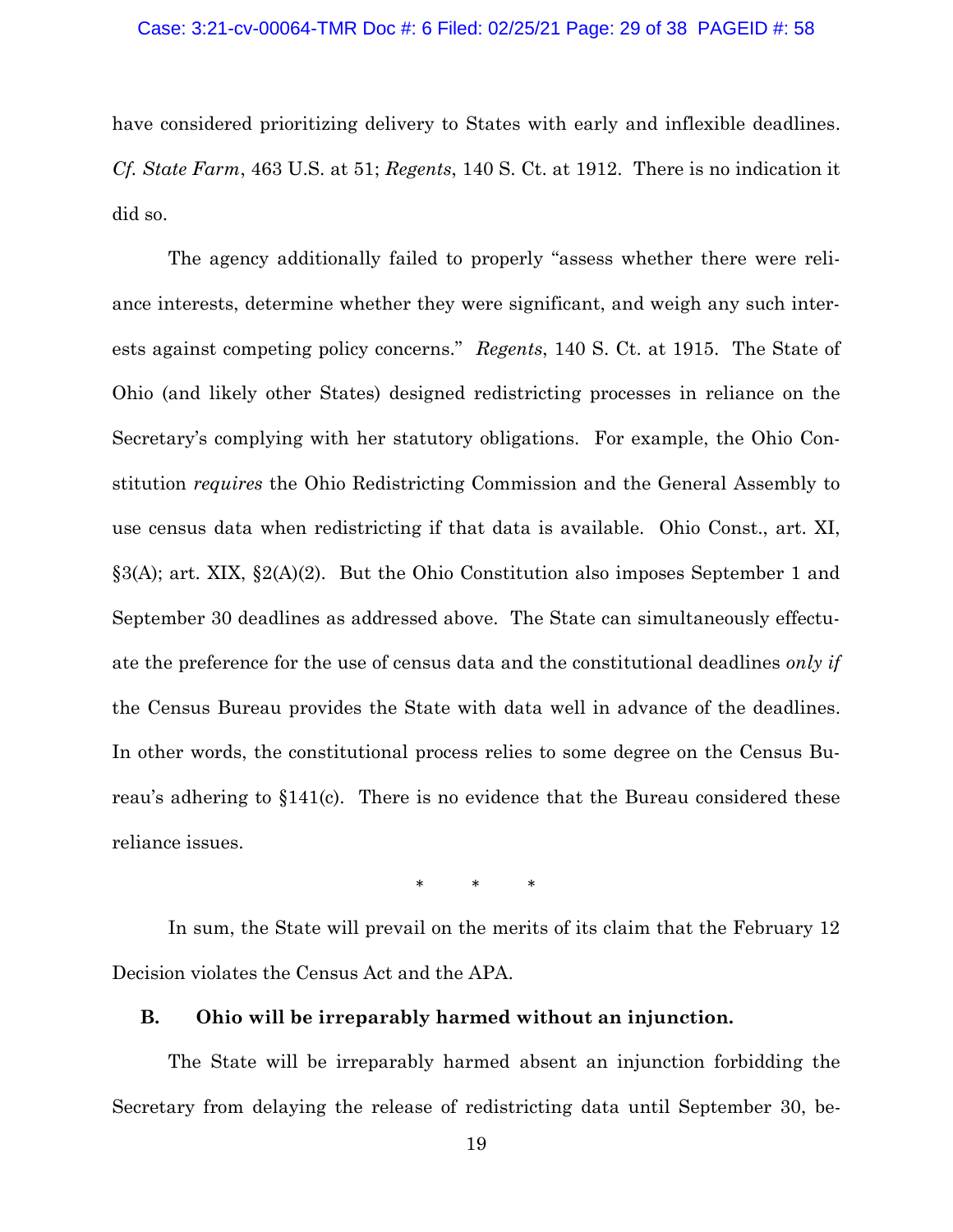have considered prioritizing delivery to States with early and inflexible deadlines. *Cf. State Farm*, 463 U.S. at 51; *Regents*, 140 S. Ct. at 1912. There is no indication it did so.

The agency additionally failed to properly "assess whether there were reliance interests, determine whether they were significant, and weigh any such interests against competing policy concerns." *Regents*, 140 S. Ct. at 1915. The State of Ohio (and likely other States) designed redistricting processes in reliance on the Secretary's complying with her statutory obligations. For example, the Ohio Constitution *requires* the Ohio Redistricting Commission and the General Assembly to use census data when redistricting if that data is available. Ohio Const., art. XI, §3(A); art. XIX, §2(A)(2). But the Ohio Constitution also imposes September 1 and September 30 deadlines as addressed above. The State can simultaneously effectuate the preference for the use of census data and the constitutional deadlines *only if* the Census Bureau provides the State with data well in advance of the deadlines. In other words, the constitutional process relies to some degree on the Census Bureau's adhering to §141(c). There is no evidence that the Bureau considered these reliance issues.

\* \* \*

In sum, the State will prevail on the merits of its claim that the February 12 Decision violates the Census Act and the APA.

### B. Ohio will be irreparably harmed without an injunction.

The State will be irreparably harmed absent an injunction forbidding the Secretary from delaying the release of redistricting data until September 30, be-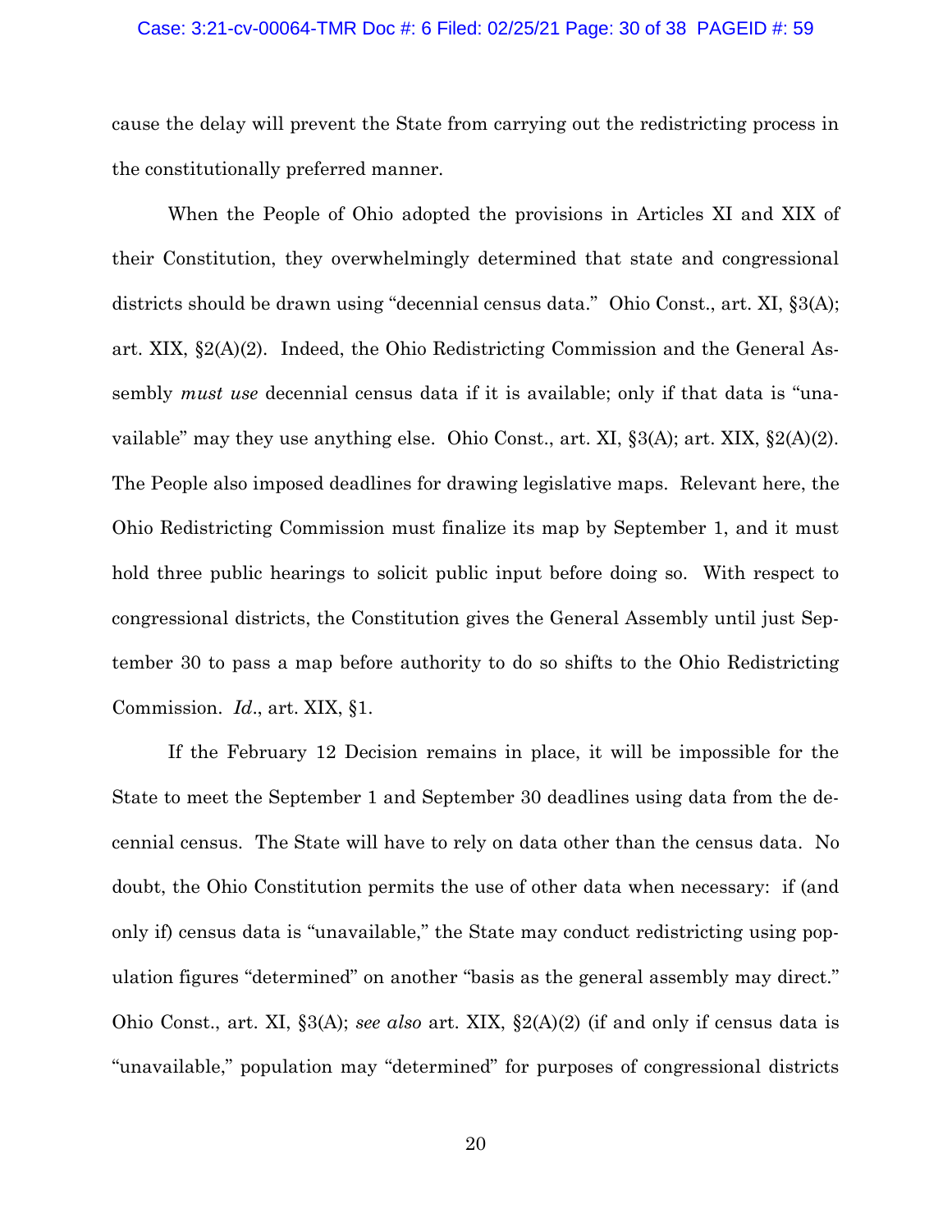cause the delay will prevent the State from carrying out the redistricting process in the constitutionally preferred manner.

When the People of Ohio adopted the provisions in Articles XI and XIX of their Constitution, they overwhelmingly determined that state and congressional districts should be drawn using "decennial census data." Ohio Const., art. XI, §3(A); art. XIX, §2(A)(2). Indeed, the Ohio Redistricting Commission and the General Assembly *must use* decennial census data if it is available; only if that data is "unavailable" may they use anything else. Ohio Const., art. XI, §3(A); art. XIX, §2(A)(2). The People also imposed deadlines for drawing legislative maps. Relevant here, the Ohio Redistricting Commission must finalize its map by September 1, and it must hold three public hearings to solicit public input before doing so. With respect to congressional districts, the Constitution gives the General Assembly until just September 30 to pass a map before authority to do so shifts to the Ohio Redistricting Commission. *Id*., art. XIX, §1.

If the February 12 Decision remains in place, it will be impossible for the State to meet the September 1 and September 30 deadlines using data from the decennial census. The State will have to rely on data other than the census data. No doubt, the Ohio Constitution permits the use of other data when necessary: if (and only if) census data is "unavailable," the State may conduct redistricting using population figures "determined" on another "basis as the general assembly may direct." Ohio Const., art. XI, §3(A); *see also* art. XIX, §2(A)(2) (if and only if census data is "unavailable," population may "determined" for purposes of congressional districts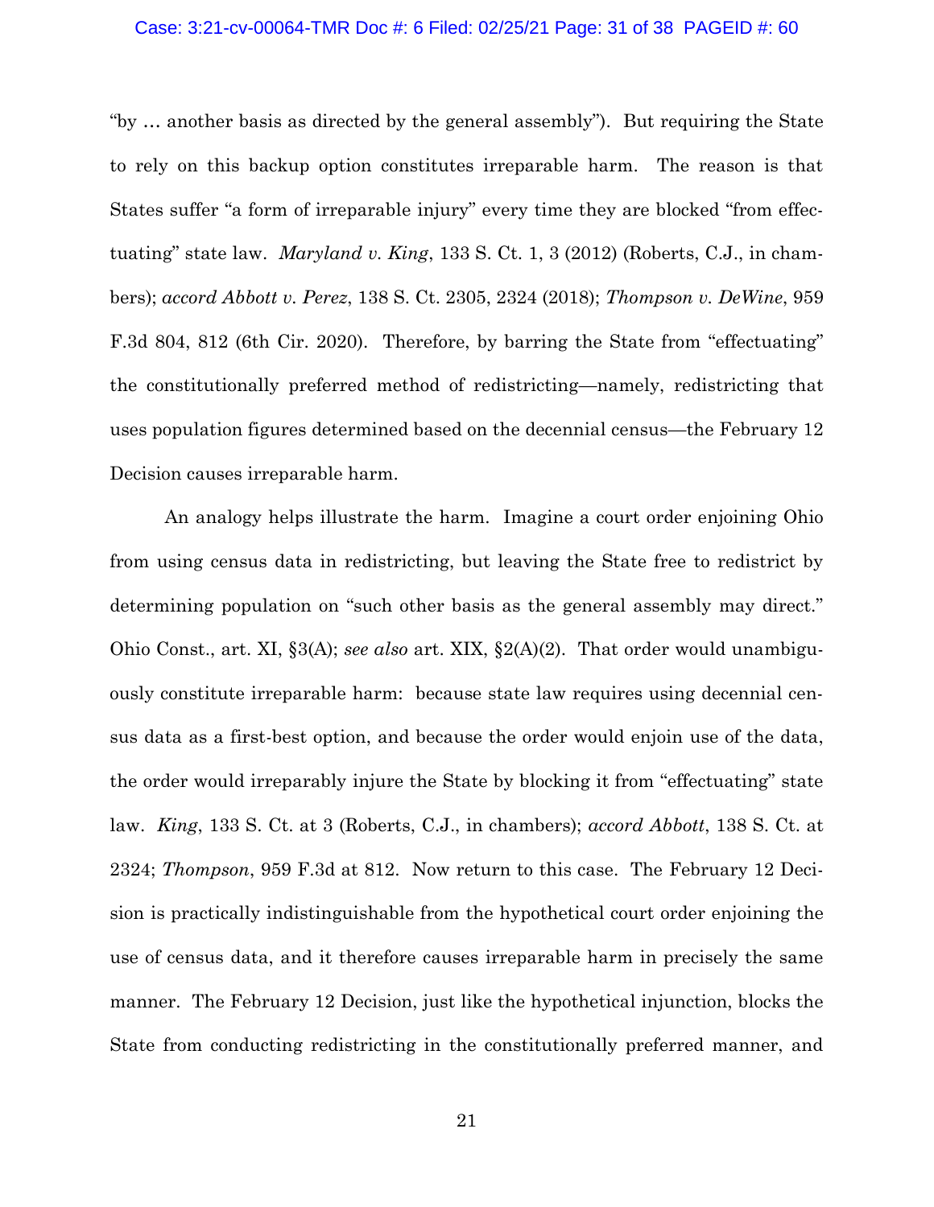"by … another basis as directed by the general assembly"). But requiring the State to rely on this backup option constitutes irreparable harm. The reason is that States suffer "a form of irreparable injury" every time they are blocked "from effectuating" state law. *Maryland v. King*, 133 S. Ct. 1, 3 (2012) (Roberts, C.J., in chambers); *accord Abbott v. Perez*, 138 S. Ct. 2305, 2324 (2018); *Thompson v. DeWine*, 959 F.3d 804, 812 (6th Cir. 2020). Therefore, by barring the State from "effectuating" the constitutionally preferred method of redistricting—namely, redistricting that uses population figures determined based on the decennial census—the February 12 Decision causes irreparable harm.

An analogy helps illustrate the harm. Imagine a court order enjoining Ohio from using census data in redistricting, but leaving the State free to redistrict by determining population on "such other basis as the general assembly may direct." Ohio Const., art. XI, §3(A); *see also* art. XIX, §2(A)(2). That order would unambiguously constitute irreparable harm: because state law requires using decennial census data as a first-best option, and because the order would enjoin use of the data, the order would irreparably injure the State by blocking it from "effectuating" state law. *King*, 133 S. Ct. at 3 (Roberts, C.J., in chambers); *accord Abbott*, 138 S. Ct. at 2324; *Thompson*, 959 F.3d at 812. Now return to this case. The February 12 Decision is practically indistinguishable from the hypothetical court order enjoining the use of census data, and it therefore causes irreparable harm in precisely the same manner. The February 12 Decision, just like the hypothetical injunction, blocks the State from conducting redistricting in the constitutionally preferred manner, and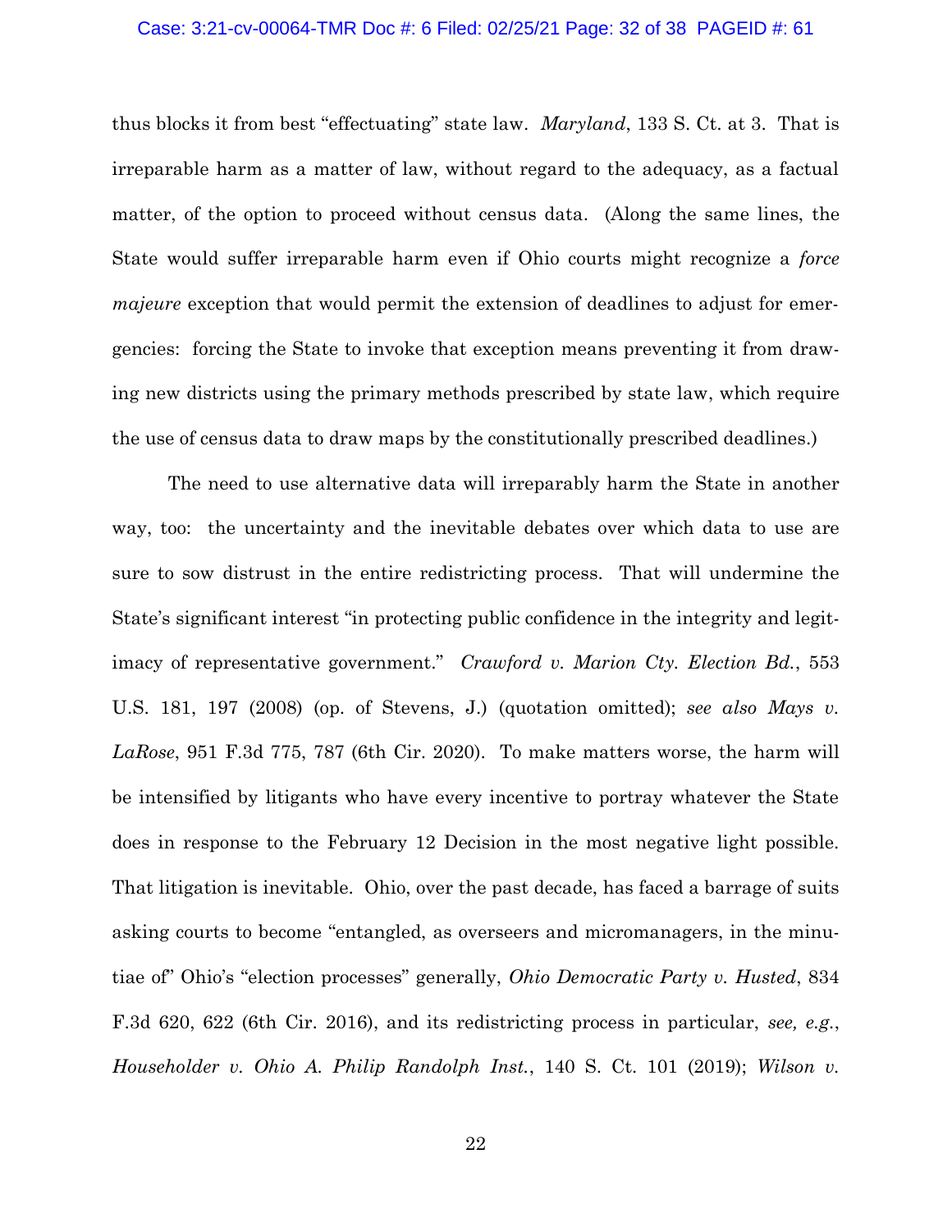thus blocks it from best "effectuating" state law. *Maryland*, 133 S. Ct. at 3. That is irreparable harm as a matter of law, without regard to the adequacy, as a factual matter, of the option to proceed without census data. (Along the same lines, the State would suffer irreparable harm even if Ohio courts might recognize a *force majeure* exception that would permit the extension of deadlines to adjust for emergencies: forcing the State to invoke that exception means preventing it from drawing new districts using the primary methods prescribed by state law, which require the use of census data to draw maps by the constitutionally prescribed deadlines.)

The need to use alternative data will irreparably harm the State in another way, too: the uncertainty and the inevitable debates over which data to use are sure to sow distrust in the entire redistricting process. That will undermine the State's significant interest "in protecting public confidence in the integrity and legitimacy of representative government." *Crawford v. Marion Cty. Election Bd.*, 553 U.S. 181, 197 (2008) (op. of Stevens, J.) (quotation omitted); *see also Mays v. LaRose*, 951 F.3d 775, 787 (6th Cir. 2020). To make matters worse, the harm will be intensified by litigants who have every incentive to portray whatever the State does in response to the February 12 Decision in the most negative light possible. That litigation is inevitable. Ohio, over the past decade, has faced a barrage of suits asking courts to become "entangled, as overseers and micromanagers, in the minutiae of" Ohio's "election processes" generally, *Ohio Democratic Party v. Husted*, 834 F.3d 620, 622 (6th Cir. 2016), and its redistricting process in particular, *see, e.g.*, *Householder v. Ohio A. Philip Randolph Inst.*, 140 S. Ct. 101 (2019); *Wilson v.*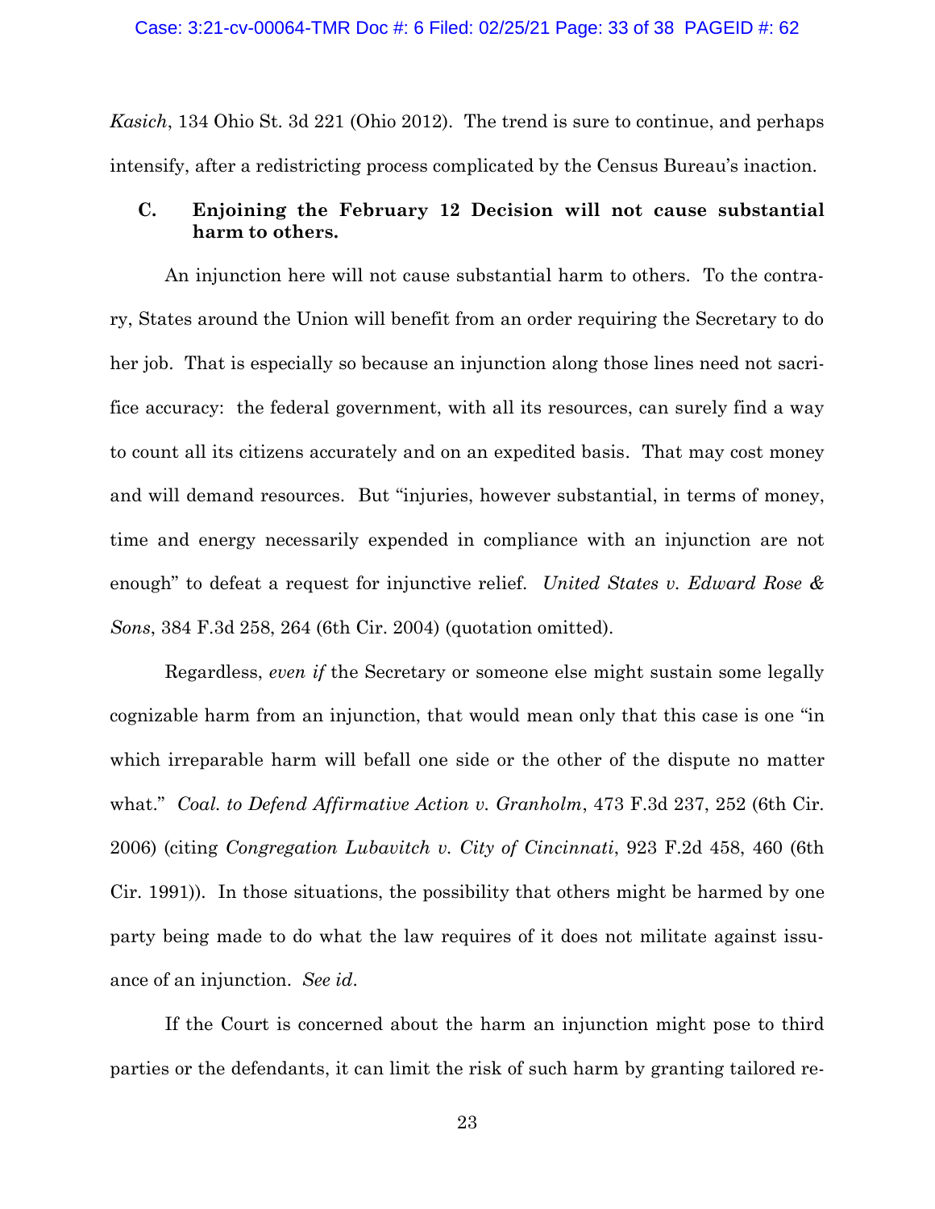*Kasich*, 134 Ohio St. 3d 221 (Ohio 2012). The trend is sure to continue, and perhaps intensify, after a redistricting process complicated by the Census Bureau's inaction.

### C. Enjoining the February 12 Decision will not cause substantial harm to others.

An injunction here will not cause substantial harm to others. To the contrary, States around the Union will benefit from an order requiring the Secretary to do her job. That is especially so because an injunction along those lines need not sacrifice accuracy: the federal government, with all its resources, can surely find a way to count all its citizens accurately and on an expedited basis. That may cost money and will demand resources. But "injuries, however substantial, in terms of money, time and energy necessarily expended in compliance with an injunction are not enough" to defeat a request for injunctive relief. *United States v. Edward Rose & Sons*, 384 F.3d 258, 264 (6th Cir. 2004) (quotation omitted).

Regardless, *even if* the Secretary or someone else might sustain some legally cognizable harm from an injunction, that would mean only that this case is one "in which irreparable harm will befall one side or the other of the dispute no matter what." *Coal. to Defend Affirmative Action v. Granholm*, 473 F.3d 237, 252 (6th Cir. 2006) (citing *Congregation Lubavitch v. City of Cincinnati*, 923 F.2d 458, 460 (6th Cir. 1991)). In those situations, the possibility that others might be harmed by one party being made to do what the law requires of it does not militate against issuance of an injunction. *See id*.

If the Court is concerned about the harm an injunction might pose to third parties or the defendants, it can limit the risk of such harm by granting tailored re-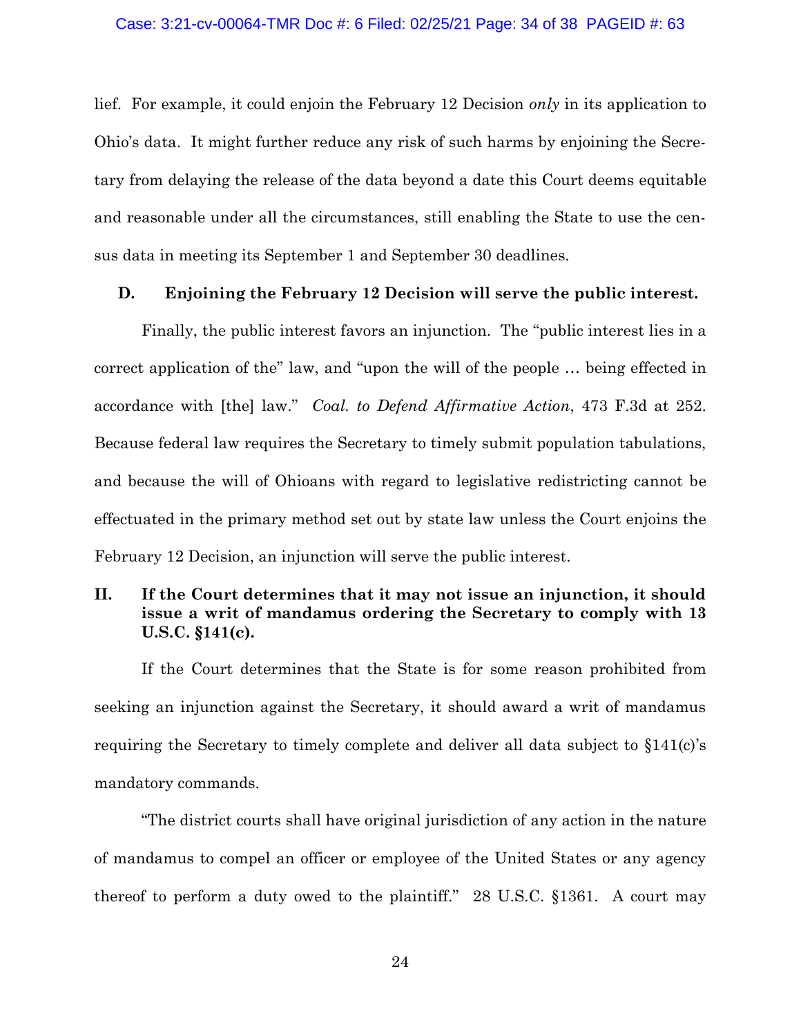lief. For example, it could enjoin the February 12 Decision *only* in its application to Ohio's data. It might further reduce any risk of such harms by enjoining the Secretary from delaying the release of the data beyond a date this Court deems equitable and reasonable under all the circumstances, still enabling the State to use the census data in meeting its September 1 and September 30 deadlines.

### D. Enjoining the February 12 Decision will serve the public interest.

Finally, the public interest favors an injunction. The "public interest lies in a correct application of the" law, and "upon the will of the people … being effected in accordance with [the] law." *Coal. to Defend Affirmative Action*, 473 F.3d at 252. Because federal law requires the Secretary to timely submit population tabulations, and because the will of Ohioans with regard to legislative redistricting cannot be effectuated in the primary method set out by state law unless the Court enjoins the February 12 Decision, an injunction will serve the public interest.

## II. If the Court determines that it may not issue an injunction, it should issue a writ of mandamus ordering the Secretary to comply with 13 U.S.C. §141(c).

If the Court determines that the State is for some reason prohibited from seeking an injunction against the Secretary, it should award a writ of mandamus requiring the Secretary to timely complete and deliver all data subject to §141(c)'s mandatory commands.

"The district courts shall have original jurisdiction of any action in the nature of mandamus to compel an officer or employee of the United States or any agency thereof to perform a duty owed to the plaintiff." 28 U.S.C. §1361. A court may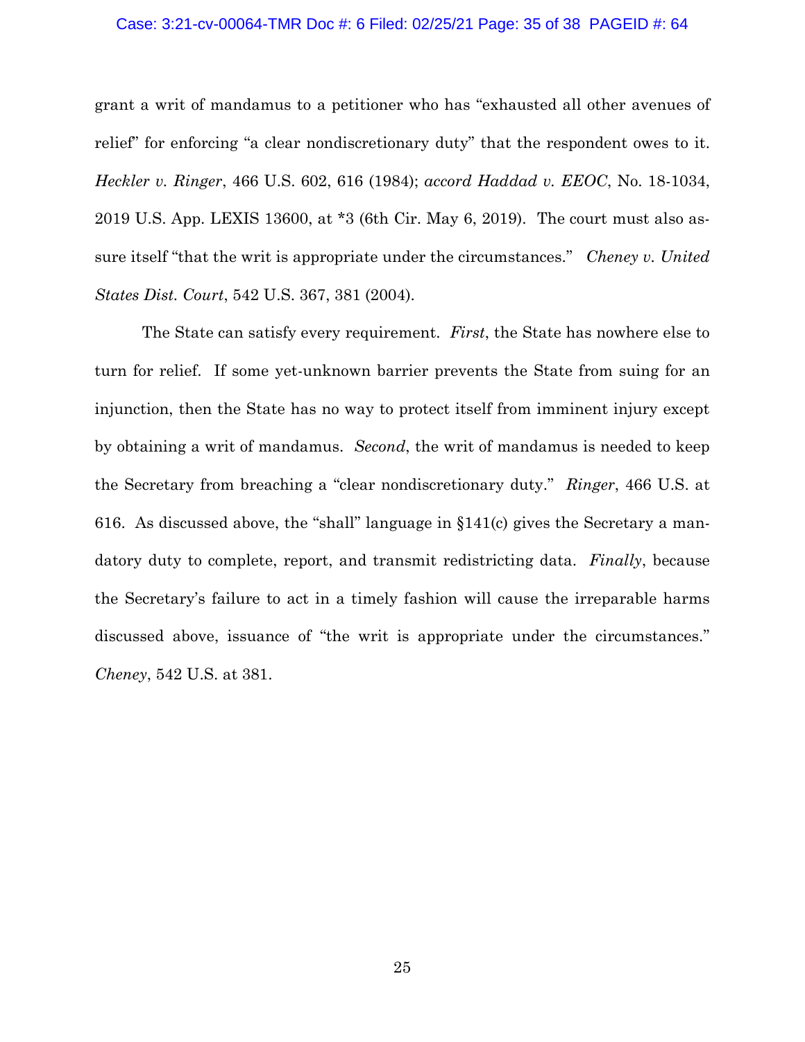grant a writ of mandamus to a petitioner who has "exhausted all other avenues of relief" for enforcing "a clear nondiscretionary duty" that the respondent owes to it. *Heckler v. Ringer*, 466 U.S. 602, 616 (1984); *accord Haddad v. EEOC*, No. 18-1034, 2019 U.S. App. LEXIS 13600, at *3 (6th Cir. May 6, 2019). The court must also assure itself "that the writ is appropriate under the circumstances." *Cheney v. United States Dist. Court*, 542 U.S. 367, 381 (2004).

The State can satisfy every requirement. *First*, the State has nowhere else to turn for relief. If some yet-unknown barrier prevents the State from suing for an injunction, then the State has no way to protect itself from imminent injury except by obtaining a writ of mandamus. *Second*, the writ of mandamus is needed to keep the Secretary from breaching a "clear nondiscretionary duty." *Ringer*, 466 U.S. at 616. As discussed above, the "shall" language in §141(c) gives the Secretary a mandatory duty to complete, report, and transmit redistricting data. *Finally*, because the Secretary's failure to act in a timely fashion will cause the irreparable harms discussed above, issuance of "the writ is appropriate under the circumstances." *Cheney*, 542 U.S. at 381.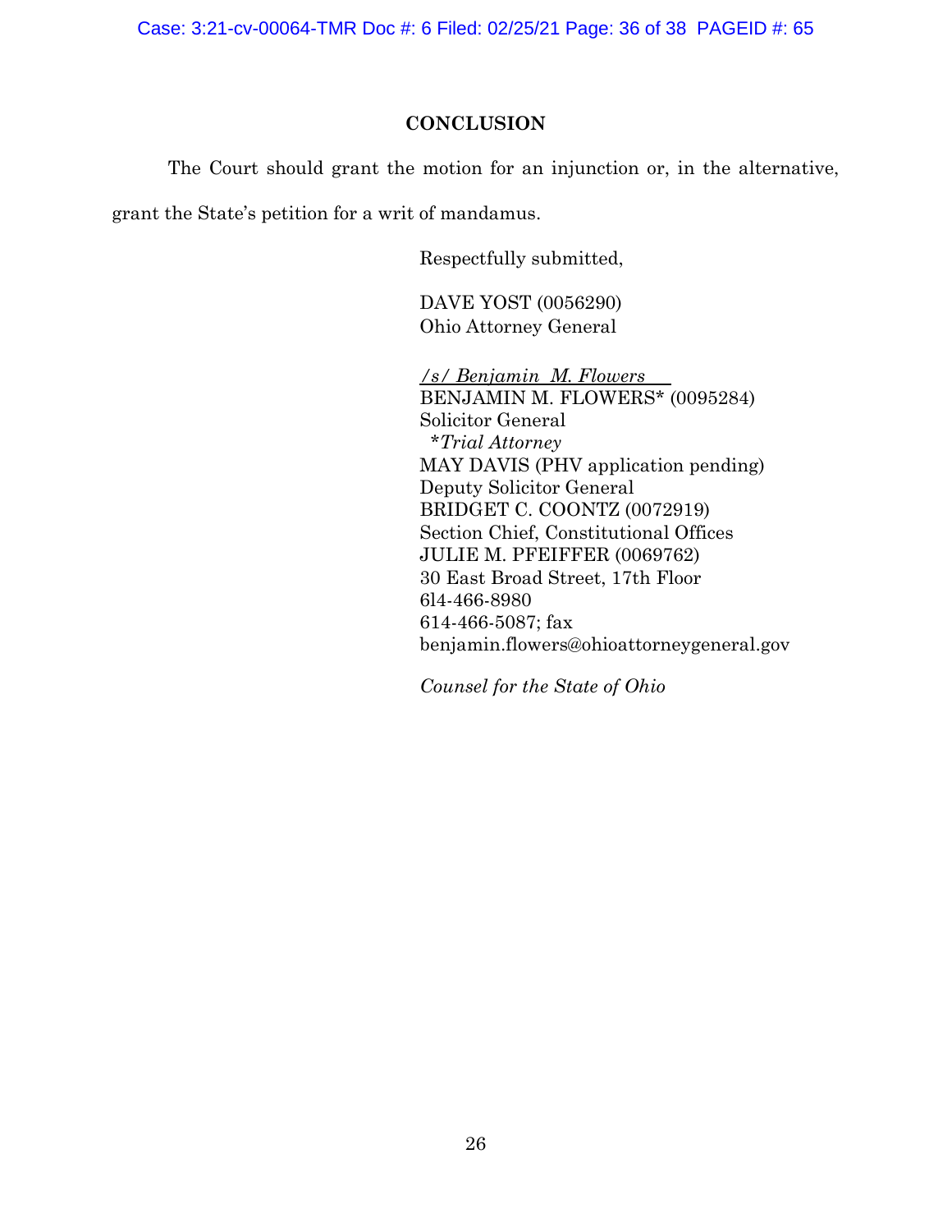## CONCLUSION

The Court should grant the motion for an injunction or, in the alternative, grant the State's petition for a writ of mandamus.

Respectfully submitted,

DAVE YOST (0056290)
Ohio Attorney General

*/s/ Benjamin M. Flowers*
BENJAMIN M. FLOWERS* (0095284)
Solicitor General
*\*Trial Attorney*
MAY DAVIS (PHV application pending)
Deputy Solicitor General
BRIDGET C. COONTZ (0072919)
Section Chief, Constitutional Offices
JULIE M. PFEIFFER (0069762)
30 East Broad Street, 17th Floor
6l4-466-8980
614-466-5087; fax
benjamin.flowers@ohioattorneygeneral.gov

*Counsel for the State of Ohio*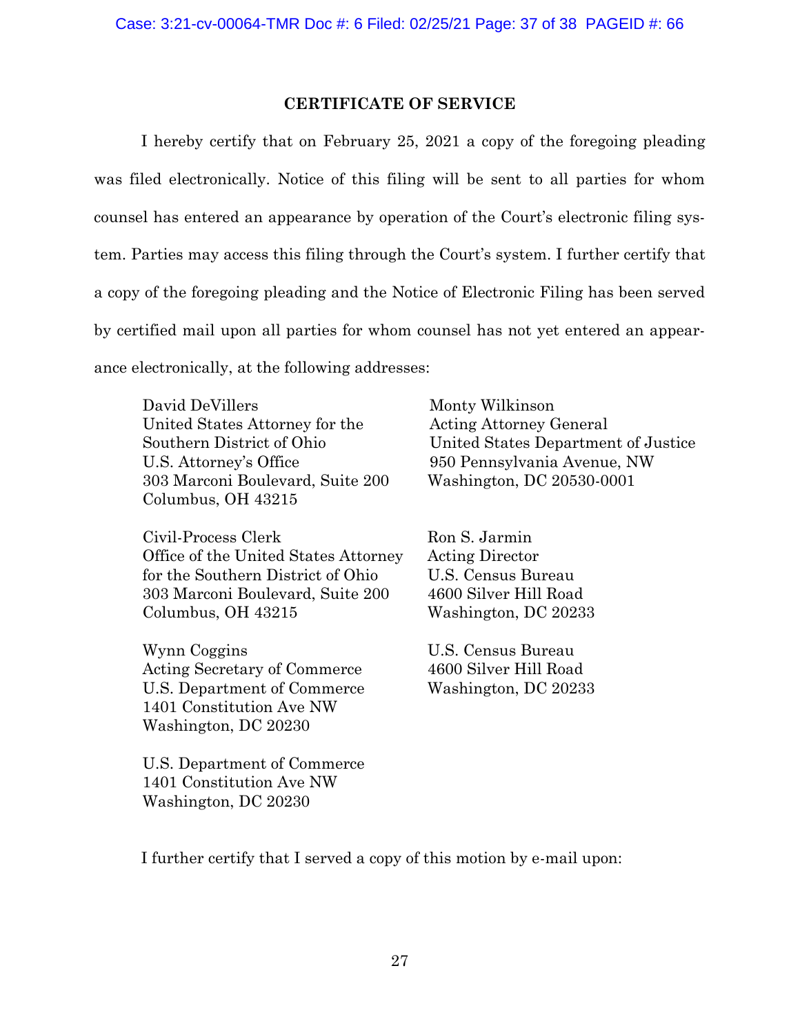## CERTIFICATE OF SERVICE

I hereby certify that on February 25, 2021 a copy of the foregoing pleading was filed electronically. Notice of this filing will be sent to all parties for whom counsel has entered an appearance by operation of the Court's electronic filing system. Parties may access this filing through the Court's system. I further certify that a copy of the foregoing pleading and the Notice of Electronic Filing has been served by certified mail upon all parties for whom counsel has not yet entered an appearance electronically, at the following addresses:

David DeVillers
United States Attorney for the
Southern District of Ohio
U.S. Attorney's Office
303 Marconi Boulevard, Suite 200
Columbus, OH 43215

Civil-Process Clerk
Office of the United States Attorney
for the Southern District of Ohio
303 Marconi Boulevard, Suite 200
Columbus, OH 43215

Wynn Coggins
Acting Secretary of Commerce
U.S. Department of Commerce
1401 Constitution Ave NW
Washington, DC 20230

U.S. Department of Commerce
1401 Constitution Ave NW
Washington, DC 20230

Monty Wilkinson
Acting Attorney General
United States Department of Justice
950 Pennsylvania Avenue, NW
Washington, DC 20530-0001

Ron S. Jarmin
Acting Director
U.S. Census Bureau
4600 Silver Hill Road
Washington, DC 20233

U.S. Census Bureau
4600 Silver Hill Road
Washington, DC 20233

I further certify that I served a copy of this motion by e-mail upon: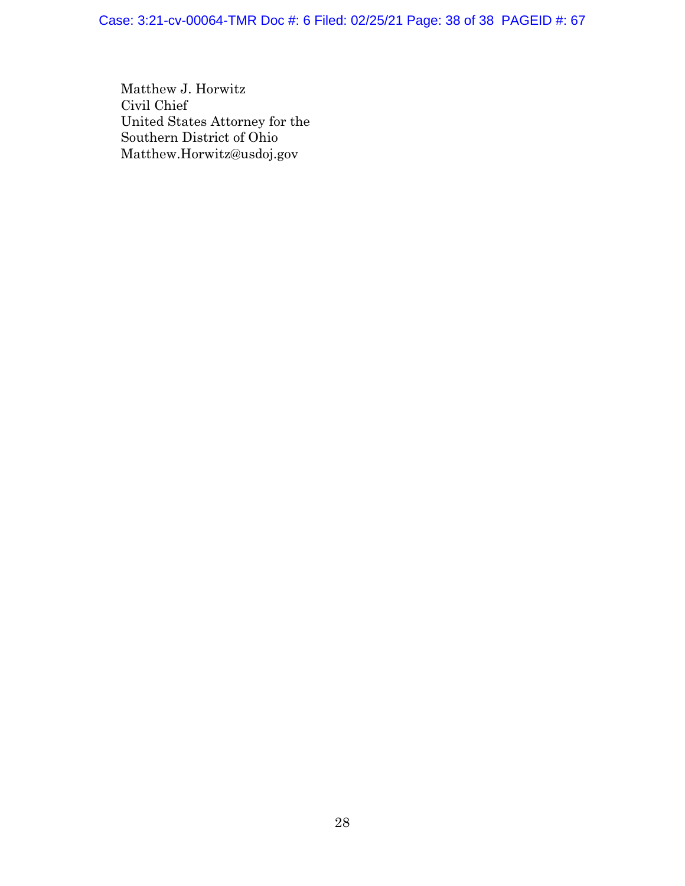Matthew J. Horwitz
Civil Chief
United States Attorney for the
Southern District of Ohio
Matthew.Horwitz@usdoj.gov